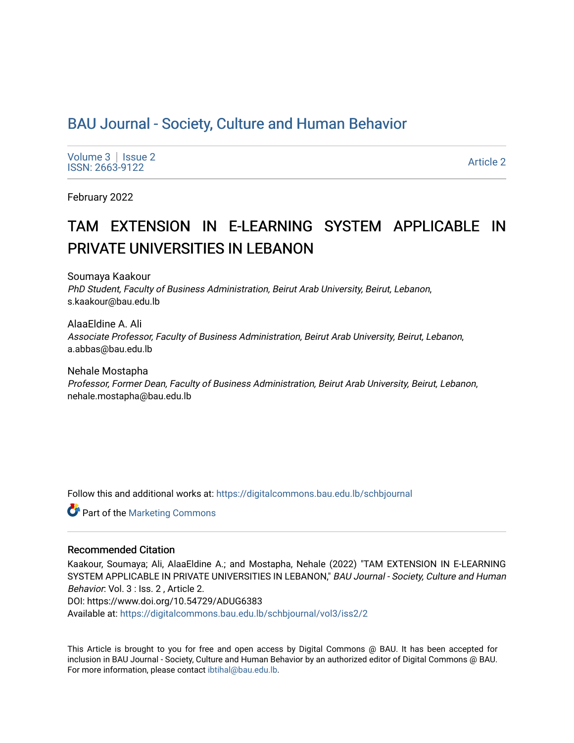# BAU Journal - Society, Culture and Human Behavior

Volume 3 | Issue 2
ISSN: 2663-9122

Article 2

February 2022

## TAM EXTENSION IN E-LEARNING SYSTEM APPLICABLE IN PRIVATE UNIVERSITIES IN LEBANON

Soumaya Kaakour
*PhD Student, Faculty of Business Administration, Beirut Arab University, Beirut, Lebanon*, s.kaakour@bau.edu.lb

AlaaEldine A. Ali
*Associate Professor, Faculty of Business Administration, Beirut Arab University, Beirut, Lebanon*, a.abbas@bau.edu.lb

Nehale Mostapha
*Professor, Former Dean, Faculty of Business Administration, Beirut Arab University, Beirut, Lebanon*, nehale.mostapha@bau.edu.lb

Follow this and additional works at: https://digitalcommons.bau.edu.lb/schbjournal

Part of the Marketing Commons

### Recommended Citation

Kaakour, Soumaya; Ali, AlaaEldine A.; and Mostapha, Nehale (2022) "TAM EXTENSION IN E-LEARNING SYSTEM APPLICABLE IN PRIVATE UNIVERSITIES IN LEBANON," *BAU Journal - Society, Culture and Human Behavior*: Vol. 3 : Iss. 2 , Article 2.
DOI: https://www.doi.org/10.54729/ADUG6383
Available at: https://digitalcommons.bau.edu.lb/schbjournal/vol3/iss2/2

This Article is brought to you for free and open access by Digital Commons @ BAU. It has been accepted for inclusion in BAU Journal - Society, Culture and Human Behavior by an authorized editor of Digital Commons @ BAU. For more information, please contact ibtihal@bau.edu.lb.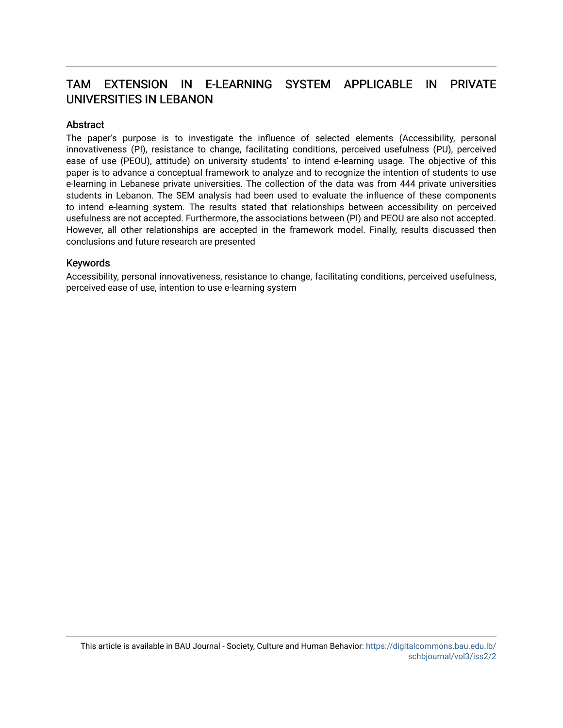# TAM EXTENSION IN E-LEARNING SYSTEM APPLICABLE IN PRIVATE UNIVERSITIES IN LEBANON

## Abstract

The paper's purpose is to investigate the influence of selected elements (Accessibility, personal innovativeness (PI), resistance to change, facilitating conditions, perceived usefulness (PU), perceived ease of use (PEOU), attitude) on university students' to intend e-learning usage. The objective of this paper is to advance a conceptual framework to analyze and to recognize the intention of students to use e-learning in Lebanese private universities. The collection of the data was from 444 private universities students in Lebanon. The SEM analysis had been used to evaluate the influence of these components to intend e-learning system. The results stated that relationships between accessibility on perceived usefulness are not accepted. Furthermore, the associations between (PI) and PEOU are also not accepted. However, all other relationships are accepted in the framework model. Finally, results discussed then conclusions and future research are presented

## Keywords

Accessibility, personal innovativeness, resistance to change, facilitating conditions, perceived usefulness, perceived ease of use, intention to use e-learning system

This article is available in BAU Journal - Society, Culture and Human Behavior: https://digitalcommons.bau.edu.lb/schbjournal/vol3/iss2/2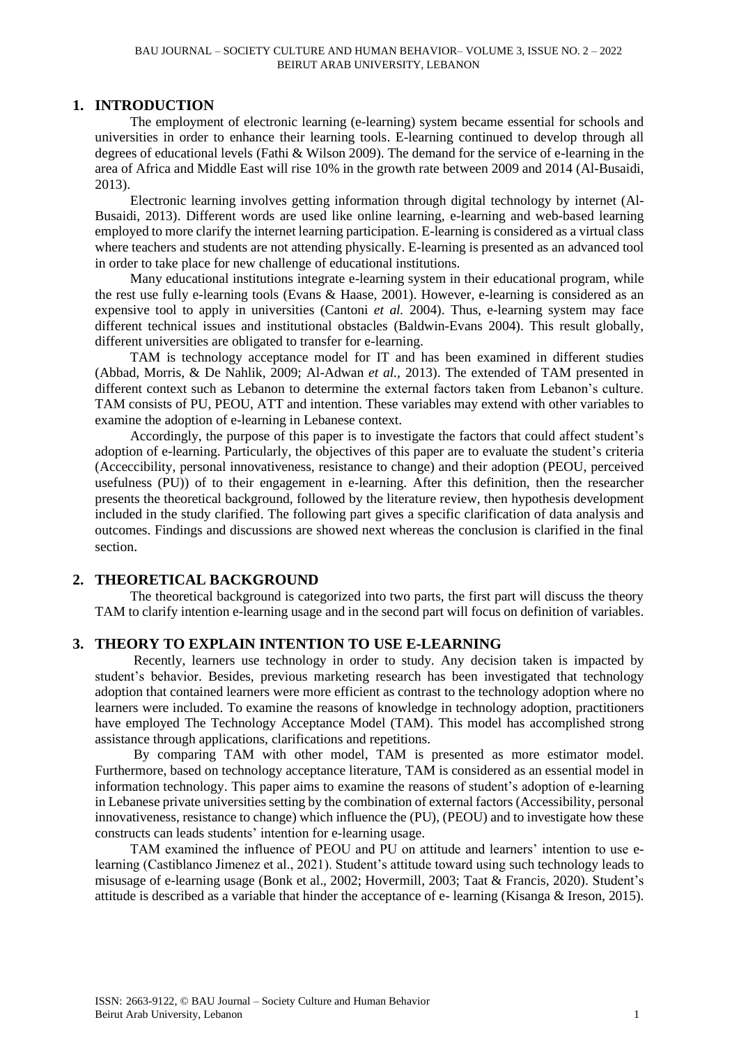## 1. INTRODUCTION

The employment of electronic learning (e-learning) system became essential for schools and universities in order to enhance their learning tools. E-learning continued to develop through all degrees of educational levels (Fathi & Wilson 2009). The demand for the service of e-learning in the area of Africa and Middle East will rise 10% in the growth rate between 2009 and 2014 (Al-Busaidi, 2013).

Electronic learning involves getting information through digital technology by internet (Al-Busaidi, 2013). Different words are used like online learning, e-learning and web-based learning employed to more clarify the internet learning participation. E-learning is considered as a virtual class where teachers and students are not attending physically. E-learning is presented as an advanced tool in order to take place for new challenge of educational institutions.

Many educational institutions integrate e-learning system in their educational program, while the rest use fully e-learning tools (Evans & Haase, 2001). However, e-learning is considered as an expensive tool to apply in universities (Cantoni *et al.* 2004). Thus, e-learning system may face different technical issues and institutional obstacles (Baldwin-Evans 2004). This result globally, different universities are obligated to transfer for e-learning.

TAM is technology acceptance model for IT and has been examined in different studies (Abbad, Morris, & De Nahlik, 2009; Al-Adwan *et al.*, 2013). The extended of TAM presented in different context such as Lebanon to determine the external factors taken from Lebanon's culture. TAM consists of PU, PEOU, ATT and intention. These variables may extend with other variables to examine the adoption of e-learning in Lebanese context.

Accordingly, the purpose of this paper is to investigate the factors that could affect student's adoption of e-learning. Particularly, the objectives of this paper are to evaluate the student's criteria (Acceccibility, personal innovativeness, resistance to change) and their adoption (PEOU, perceived usefulness (PU)) of to their engagement in e-learning. After this definition, then the researcher presents the theoretical background, followed by the literature review, then hypothesis development included in the study clarified. The following part gives a specific clarification of data analysis and outcomes. Findings and discussions are showed next whereas the conclusion is clarified in the final section.

## 2. THEORETICAL BACKGROUND

The theoretical background is categorized into two parts, the first part will discuss the theory TAM to clarify intention e-learning usage and in the second part will focus on definition of variables.

## 3. THEORY TO EXPLAIN INTENTION TO USE E-LEARNING

Recently, learners use technology in order to study. Any decision taken is impacted by student's behavior. Besides, previous marketing research has been investigated that technology adoption that contained learners were more efficient as contrast to the technology adoption where no learners were included. To examine the reasons of knowledge in technology adoption, practitioners have employed The Technology Acceptance Model (TAM). This model has accomplished strong assistance through applications, clarifications and repetitions.

By comparing TAM with other model, TAM is presented as more estimator model. Furthermore, based on technology acceptance literature, TAM is considered as an essential model in information technology. This paper aims to examine the reasons of student's adoption of e-learning in Lebanese private universities setting by the combination of external factors (Accessibility, personal innovativeness, resistance to change) which influence the (PU), (PEOU) and to investigate how these constructs can leads students' intention for e-learning usage.

TAM examined the influence of PEOU and PU on attitude and learners' intention to use e-learning (Castiblanco Jimenez et al., 2021). Student's attitude toward using such technology leads to misusage of e-learning usage (Bonk et al., 2002; Hovermill, 2003; Taat & Francis, 2020). Student's attitude is described as a variable that hinder the acceptance of e- learning (Kisanga & Ireson, 2015).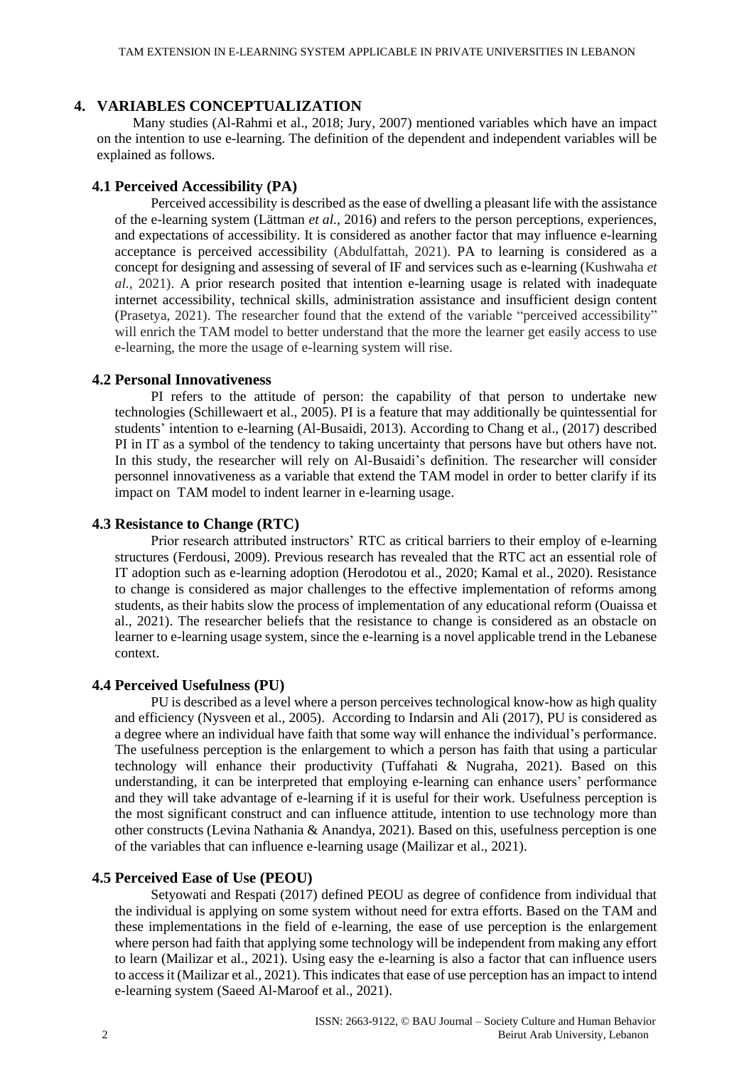## 4. VARIABLES CONCEPTUALIZATION

Many studies (Al-Rahmi et al., 2018; Jury, 2007) mentioned variables which have an impact on the intention to use e-learning. The definition of the dependent and independent variables will be explained as follows.

### 4.1 Perceived Accessibility (PA)

Perceived accessibility is described as the ease of dwelling a pleasant life with the assistance of the e-learning system (Lättman *et al.,* 2016) and refers to the person perceptions, experiences, and expectations of accessibility. It is considered as another factor that may influence e-learning acceptance is perceived accessibility (Abdulfattah, 2021). PA to learning is considered as a concept for designing and assessing of several of IF and services such as e-learning (Kushwaha *et al.,* 2021). A prior research posited that intention e-learning usage is related with inadequate internet accessibility, technical skills, administration assistance and insufficient design content (Prasetya, 2021). The researcher found that the extend of the variable "perceived accessibility" will enrich the TAM model to better understand that the more the learner get easily access to use e-learning, the more the usage of e-learning system will rise.

### 4.2 Personal Innovativeness

PI refers to the attitude of person: the capability of that person to undertake new technologies (Schillewaert et al., 2005). PI is a feature that may additionally be quintessential for students' intention to e-learning (Al-Busaidi, 2013). According to Chang et al., (2017) described PI in IT as a symbol of the tendency to taking uncertainty that persons have but others have not. In this study, the researcher will rely on Al-Busaidi's definition. The researcher will consider personnel innovativeness as a variable that extend the TAM model in order to better clarify if its impact on TAM model to indent learner in e-learning usage.

### 4.3 Resistance to Change (RTC)

Prior research attributed instructors' RTC as critical barriers to their employ of e-learning structures (Ferdousi, 2009). Previous research has revealed that the RTC act an essential role of IT adoption such as e-learning adoption (Herodotou et al., 2020; Kamal et al., 2020). Resistance to change is considered as major challenges to the effective implementation of reforms among students, as their habits slow the process of implementation of any educational reform (Ouaissa et al., 2021). The researcher beliefs that the resistance to change is considered as an obstacle on learner to e-learning usage system, since the e-learning is a novel applicable trend in the Lebanese context.

### 4.4 Perceived Usefulness (PU)

PU is described as a level where a person perceives technological know-how as high quality and efficiency (Nysveen et al., 2005). According to Indarsin and Ali (2017), PU is considered as a degree where an individual have faith that some way will enhance the individual's performance. The usefulness perception is the enlargement to which a person has faith that using a particular technology will enhance their productivity (Tuffahati & Nugraha, 2021). Based on this understanding, it can be interpreted that employing e-learning can enhance users' performance and they will take advantage of e-learning if it is useful for their work. Usefulness perception is the most significant construct and can influence attitude, intention to use technology more than other constructs (Levina Nathania & Anandya, 2021). Based on this, usefulness perception is one of the variables that can influence e-learning usage (Mailizar et al., 2021).

### 4.5 Perceived Ease of Use (PEOU)

Setyowati and Respati (2017) defined PEOU as degree of confidence from individual that the individual is applying on some system without need for extra efforts. Based on the TAM and these implementations in the field of e-learning, the ease of use perception is the enlargement where person had faith that applying some technology will be independent from making any effort to learn (Mailizar et al., 2021). Using easy the e-learning is also a factor that can influence users to access it (Mailizar et al., 2021). This indicates that ease of use perception has an impact to intend e-learning system (Saeed Al-Maroof et al., 2021).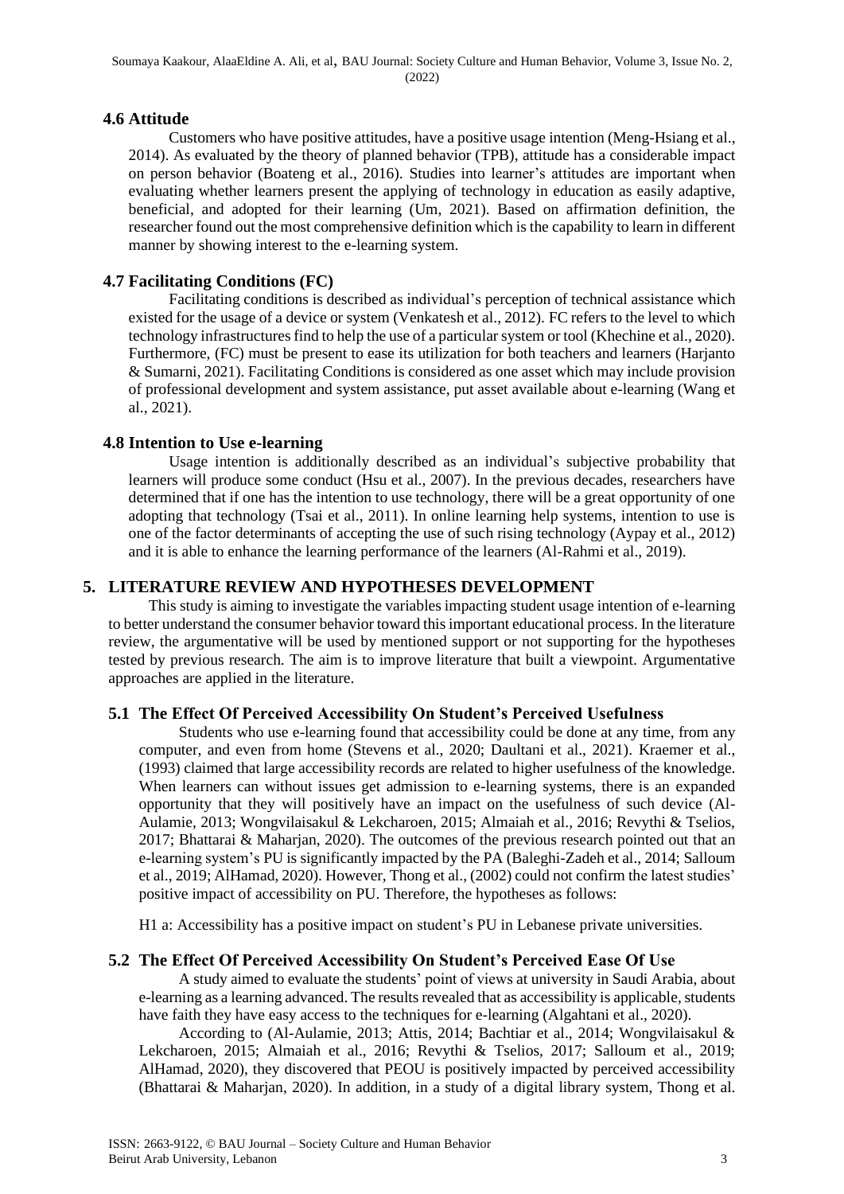### 4.6 Attitude

Customers who have positive attitudes, have a positive usage intention (Meng-Hsiang et al., 2014). As evaluated by the theory of planned behavior (TPB), attitude has a considerable impact on person behavior (Boateng et al., 2016). Studies into learner's attitudes are important when evaluating whether learners present the applying of technology in education as easily adaptive, beneficial, and adopted for their learning (Um, 2021). Based on affirmation definition, the researcher found out the most comprehensive definition which is the capability to learn in different manner by showing interest to the e-learning system.

### 4.7 Facilitating Conditions (FC)

Facilitating conditions is described as individual's perception of technical assistance which existed for the usage of a device or system (Venkatesh et al., 2012). FC refers to the level to which technology infrastructures find to help the use of a particular system or tool (Khechine et al., 2020). Furthermore, (FC) must be present to ease its utilization for both teachers and learners (Harjanto & Sumarni, 2021). Facilitating Conditions is considered as one asset which may include provision of professional development and system assistance, put asset available about e-learning (Wang et al., 2021).

### 4.8 Intention to Use e-learning

Usage intention is additionally described as an individual's subjective probability that learners will produce some conduct (Hsu et al., 2007). In the previous decades, researchers have determined that if one has the intention to use technology, there will be a great opportunity of one adopting that technology (Tsai et al., 2011). In online learning help systems, intention to use is one of the factor determinants of accepting the use of such rising technology (Aypay et al., 2012) and it is able to enhance the learning performance of the learners (Al-Rahmi et al., 2019).

## 5. LITERATURE REVIEW AND HYPOTHESES DEVELOPMENT

This study is aiming to investigate the variables impacting student usage intention of e-learning to better understand the consumer behavior toward this important educational process. In the literature review, the argumentative will be used by mentioned support or not supporting for the hypotheses tested by previous research. The aim is to improve literature that built a viewpoint. Argumentative approaches are applied in the literature.

### 5.1 The Effect Of Perceived Accessibility On Student's Perceived Usefulness

Students who use e-learning found that accessibility could be done at any time, from any computer, and even from home (Stevens et al., 2020; Daultani et al., 2021). Kraemer et al., (1993) claimed that large accessibility records are related to higher usefulness of the knowledge. When learners can without issues get admission to e-learning systems, there is an expanded opportunity that they will positively have an impact on the usefulness of such device (Al-Aulamie, 2013; Wongvilaisakul & Lekcharoen, 2015; Almaiah et al., 2016; Revythi & Tselios, 2017; Bhattarai & Maharjan, 2020). The outcomes of the previous research pointed out that an e-learning system's PU is significantly impacted by the PA (Baleghi-Zadeh et al., 2014; Salloum et al., 2019; AlHamad, 2020). However, Thong et al., (2002) could not confirm the latest studies' positive impact of accessibility on PU. Therefore, the hypotheses as follows:

H1 a: Accessibility has a positive impact on student's PU in Lebanese private universities.

### 5.2 The Effect Of Perceived Accessibility On Student's Perceived Ease Of Use

A study aimed to evaluate the students' point of views at university in Saudi Arabia, about e-learning as a learning advanced. The results revealed that as accessibility is applicable, students have faith they have easy access to the techniques for e-learning (Algahtani et al., 2020).

According to (Al-Aulamie, 2013; Attis, 2014; Bachtiar et al., 2014; Wongvilaisakul & Lekcharoen, 2015; Almaiah et al., 2016; Revythi & Tselios, 2017; Salloum et al., 2019; AlHamad, 2020), they discovered that PEOU is positively impacted by perceived accessibility (Bhattarai & Maharjan, 2020). In addition, in a study of a digital library system, Thong et al.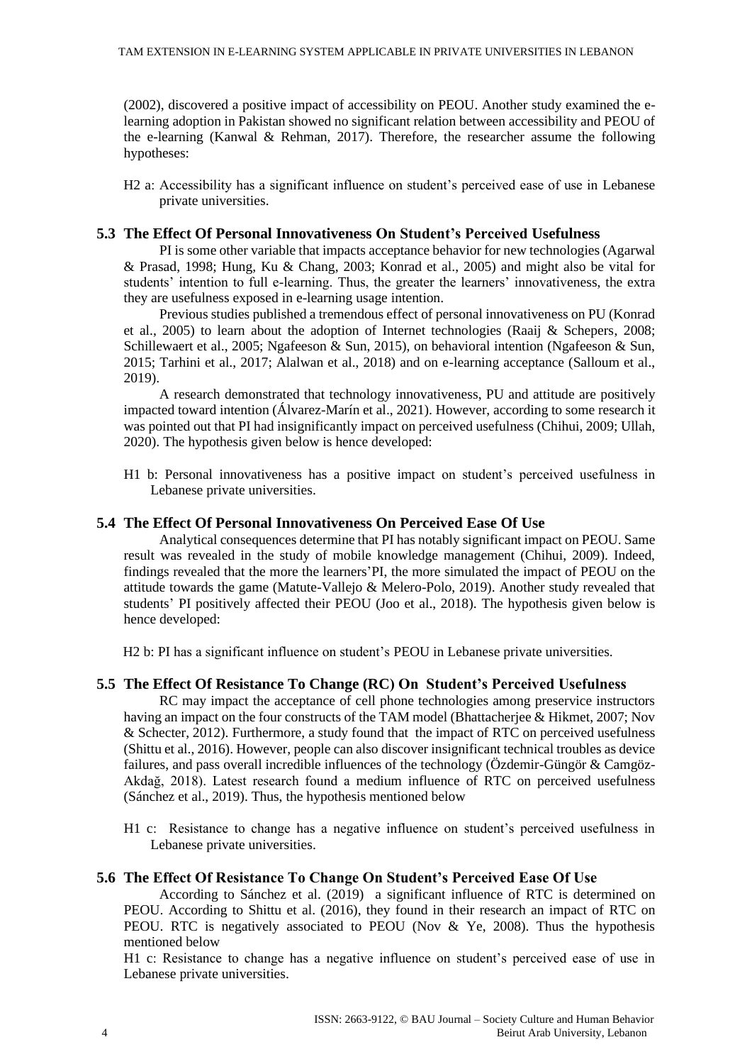(2002), discovered a positive impact of accessibility on PEOU. Another study examined the e-learning adoption in Pakistan showed no significant relation between accessibility and PEOU of the e-learning (Kanwal & Rehman, 2017). Therefore, the researcher assume the following hypotheses:

H2 a: Accessibility has a significant influence on student's perceived ease of use in Lebanese private universities.

### 5.3 The Effect Of Personal Innovativeness On Student's Perceived Usefulness

PI is some other variable that impacts acceptance behavior for new technologies (Agarwal & Prasad, 1998; Hung, Ku & Chang, 2003; Konrad et al., 2005) and might also be vital for students' intention to full e-learning. Thus, the greater the learners' innovativeness, the extra they are usefulness exposed in e-learning usage intention.

Previous studies published a tremendous effect of personal innovativeness on PU (Konrad et al., 2005) to learn about the adoption of Internet technologies (Raaij & Schepers, 2008; Schillewaert et al., 2005; Ngafeeson & Sun, 2015), on behavioral intention (Ngafeeson & Sun, 2015; Tarhini et al., 2017; Alalwan et al., 2018) and on e-learning acceptance (Salloum et al., 2019).

A research demonstrated that technology innovativeness, PU and attitude are positively impacted toward intention (Álvarez-Marín et al., 2021). However, according to some research it was pointed out that PI had insignificantly impact on perceived usefulness (Chihui, 2009; Ullah, 2020). The hypothesis given below is hence developed:

H1 b: Personal innovativeness has a positive impact on student's perceived usefulness in Lebanese private universities.

### 5.4 The Effect Of Personal Innovativeness On Perceived Ease Of Use

Analytical consequences determine that PI has notably significant impact on PEOU. Same result was revealed in the study of mobile knowledge management (Chihui, 2009). Indeed, findings revealed that the more the learners'PI, the more simulated the impact of PEOU on the attitude towards the game (Matute-Vallejo & Melero-Polo, 2019). Another study revealed that students' PI positively affected their PEOU (Joo et al., 2018). The hypothesis given below is hence developed:

H2 b: PI has a significant influence on student's PEOU in Lebanese private universities.

### 5.5 The Effect Of Resistance To Change (RC) On Student's Perceived Usefulness

RC may impact the acceptance of cell phone technologies among preservice instructors having an impact on the four constructs of the TAM model (Bhattacherjee & Hikmet, 2007; Nov & Schecter, 2012). Furthermore, a study found that the impact of RTC on perceived usefulness (Shittu et al., 2016). However, people can also discover insignificant technical troubles as device failures, and pass overall incredible influences of the technology (Özdemir-Güngör & Camgöz-Akdağ, 2018). Latest research found a medium influence of RTC on perceived usefulness (Sánchez et al., 2019). Thus, the hypothesis mentioned below

H1 c: Resistance to change has a negative influence on student's perceived usefulness in Lebanese private universities.

### 5.6 The Effect Of Resistance To Change On Student's Perceived Ease Of Use

According to Sánchez et al. (2019) a significant influence of RTC is determined on PEOU. According to Shittu et al. (2016), they found in their research an impact of RTC on PEOU. RTC is negatively associated to PEOU (Nov & Ye, 2008). Thus the hypothesis mentioned below

H1 c: Resistance to change has a negative influence on student's perceived ease of use in Lebanese private universities.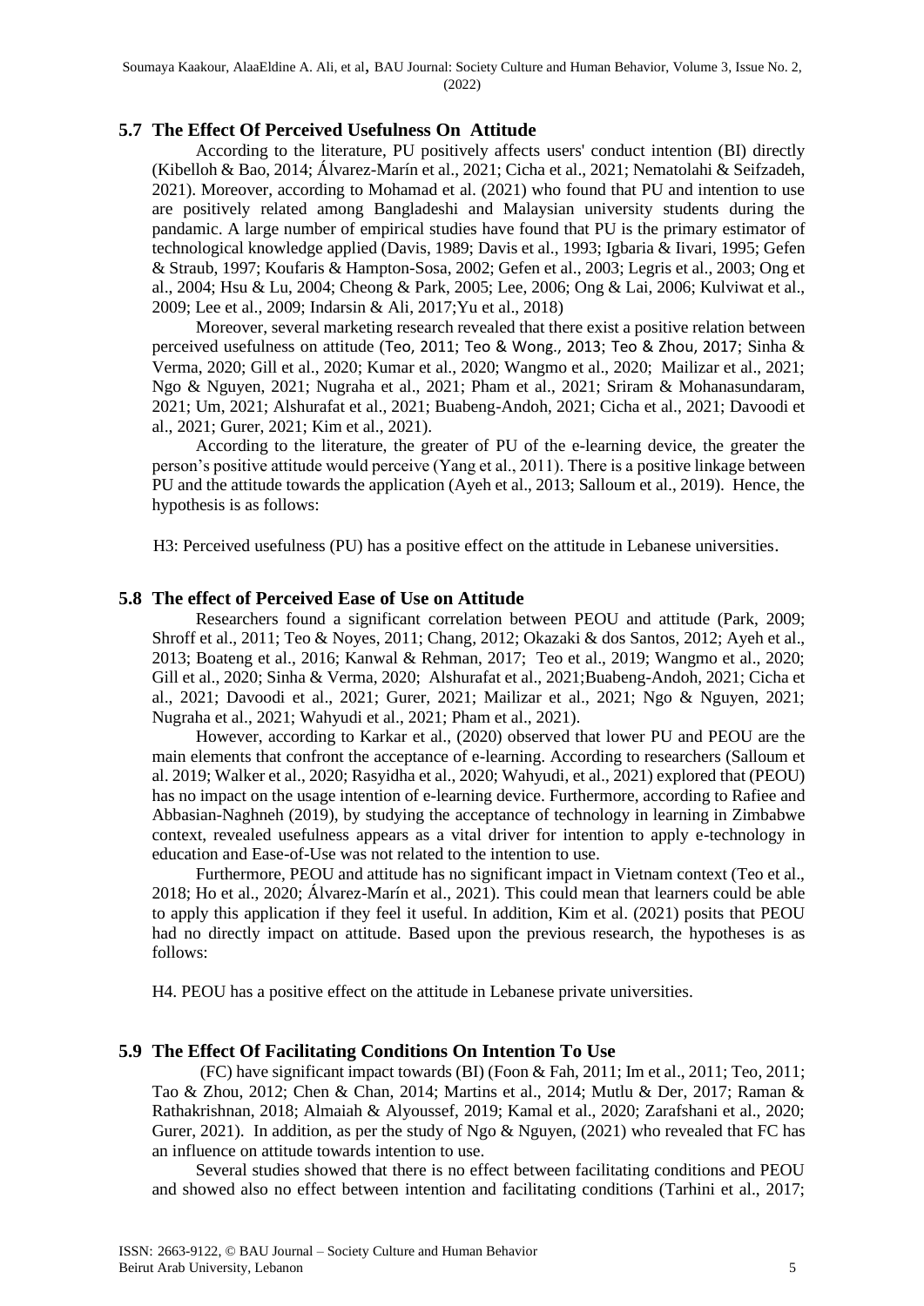## 5.7 The Effect Of Perceived Usefulness On Attitude

According to the literature, PU positively affects users' conduct intention (BI) directly (Kibelloh & Bao, 2014; Álvarez-Marín et al., 2021; Cicha et al., 2021; Nematolahi & Seifzadeh, 2021). Moreover, according to Mohamad et al. (2021) who found that PU and intention to use are positively related among Bangladeshi and Malaysian university students during the pandamic. A large number of empirical studies have found that PU is the primary estimator of technological knowledge applied (Davis, 1989; Davis et al., 1993; Igbaria & Iivari, 1995; Gefen & Straub, 1997; Koufaris & Hampton-Sosa, 2002; Gefen et al., 2003; Legris et al., 2003; Ong et al., 2004; Hsu & Lu, 2004; Cheong & Park, 2005; Lee, 2006; Ong & Lai, 2006; Kulviwat et al., 2009; Lee et al., 2009; Indarsin & Ali, 2017;Yu et al., 2018)

Moreover, several marketing research revealed that there exist a positive relation between perceived usefulness on attitude (Teo, 2011; Teo & Wong., 2013; Teo & Zhou, 2017; Sinha & Verma, 2020; Gill et al., 2020; Kumar et al., 2020; Wangmo et al., 2020; Mailizar et al., 2021; Ngo & Nguyen, 2021; Nugraha et al., 2021; Pham et al., 2021; Sriram & Mohanasundaram, 2021; Um, 2021; Alshurafat et al., 2021; Buabeng-Andoh, 2021; Cicha et al., 2021; Davoodi et al., 2021; Gurer, 2021; Kim et al., 2021).

According to the literature, the greater of PU of the e-learning device, the greater the person's positive attitude would perceive (Yang et al., 2011). There is a positive linkage between PU and the attitude towards the application (Ayeh et al., 2013; Salloum et al., 2019). Hence, the hypothesis is as follows:

H3: Perceived usefulness (PU) has a positive effect on the attitude in Lebanese universities.

## 5.8 The effect of Perceived Ease of Use on Attitude

Researchers found a significant correlation between PEOU and attitude (Park, 2009; Shroff et al., 2011; Teo & Noyes, 2011; Chang, 2012; Okazaki & dos Santos, 2012; Ayeh et al., 2013; Boateng et al., 2016; Kanwal & Rehman, 2017; Teo et al., 2019; Wangmo et al., 2020; Gill et al., 2020; Sinha & Verma, 2020; Alshurafat et al., 2021;Buabeng-Andoh, 2021; Cicha et al., 2021; Davoodi et al., 2021; Gurer, 2021; Mailizar et al., 2021; Ngo & Nguyen, 2021; Nugraha et al., 2021; Wahyudi et al., 2021; Pham et al., 2021).

However, according to Karkar et al., (2020) observed that lower PU and PEOU are the main elements that confront the acceptance of e-learning. According to researchers (Salloum et al. 2019; Walker et al., 2020; Rasyidha et al., 2020; Wahyudi, et al., 2021) explored that (PEOU) has no impact on the usage intention of e-learning device. Furthermore, according to Rafiee and Abbasian-Naghneh (2019), by studying the acceptance of technology in learning in Zimbabwe context, revealed usefulness appears as a vital driver for intention to apply e-technology in education and Ease-of-Use was not related to the intention to use.

Furthermore, PEOU and attitude has no significant impact in Vietnam context (Teo et al., 2018; Ho et al., 2020; Álvarez-Marín et al., 2021). This could mean that learners could be able to apply this application if they feel it useful. In addition, Kim et al. (2021) posits that PEOU had no directly impact on attitude. Based upon the previous research, the hypotheses is as follows:

H4. PEOU has a positive effect on the attitude in Lebanese private universities.

## 5.9 The Effect Of Facilitating Conditions On Intention To Use

(FC) have significant impact towards (BI) (Foon & Fah, 2011; Im et al., 2011; Teo, 2011; Tao & Zhou, 2012; Chen & Chan, 2014; Martins et al., 2014; Mutlu & Der, 2017; Raman & Rathakrishnan, 2018; Almaiah & Alyoussef, 2019; Kamal et al., 2020; Zarafshani et al., 2020; Gurer, 2021). In addition, as per the study of Ngo & Nguyen, (2021) who revealed that FC has an influence on attitude towards intention to use.

Several studies showed that there is no effect between facilitating conditions and PEOU and showed also no effect between intention and facilitating conditions (Tarhini et al., 2017;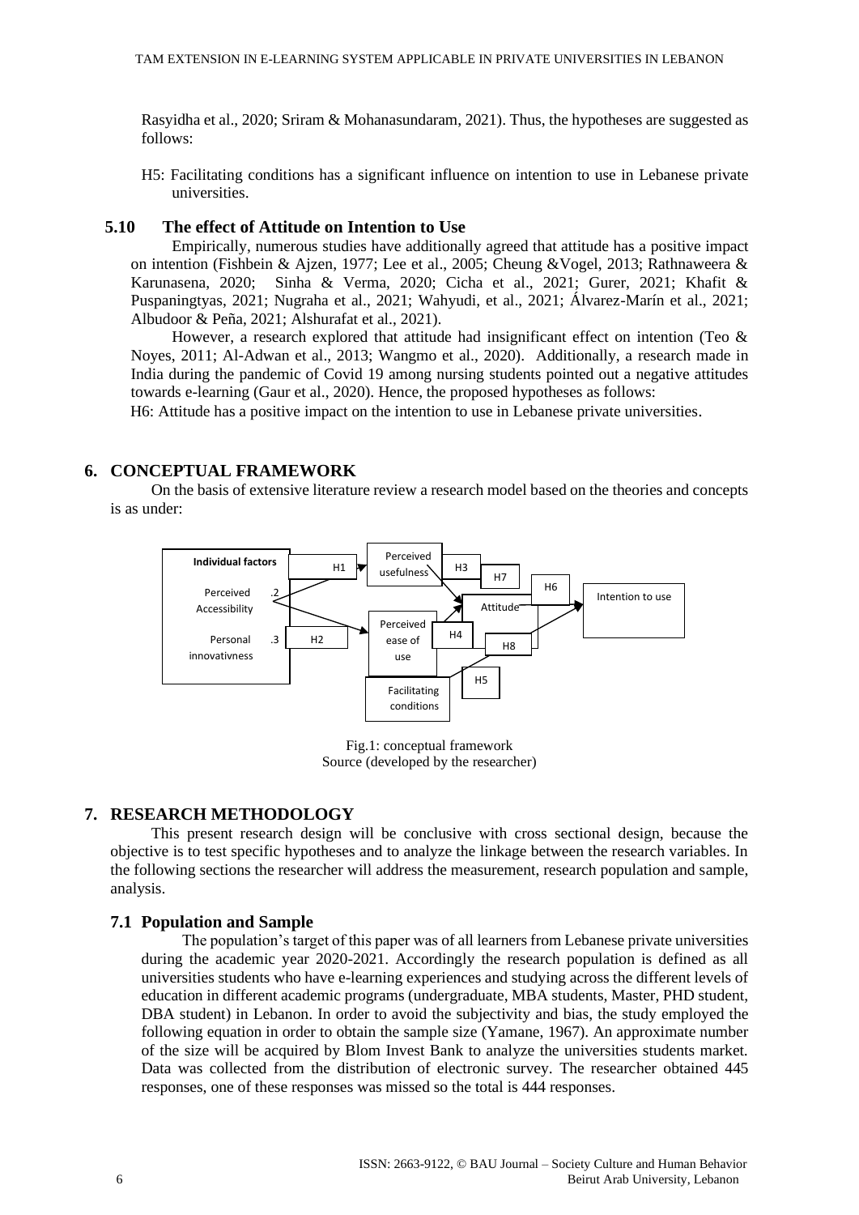Rasyidha et al., 2020; Sriram & Mohanasundaram, 2021). Thus, the hypotheses are suggested as follows:

H5: Facilitating conditions has a significant influence on intention to use in Lebanese private universities.

### 5.10 The effect of Attitude on Intention to Use

Empirically, numerous studies have additionally agreed that attitude has a positive impact on intention (Fishbein & Ajzen, 1977; Lee et al., 2005; Cheung &Vogel, 2013; Rathnaweera & Karunasena, 2020; Sinha & Verma, 2020; Cicha et al., 2021; Gurer, 2021; Khafit & Puspaningtyas, 2021; Nugraha et al., 2021; Wahyudi, et al., 2021; Álvarez-Marín et al., 2021; Albudoor & Peña, 2021; Alshurafat et al., 2021).

However, a research explored that attitude had insignificant effect on intention (Teo & Noyes, 2011; Al-Adwan et al., 2013; Wangmo et al., 2020). Additionally, a research made in India during the pandemic of Covid 19 among nursing students pointed out a negative attitudes towards e-learning (Gaur et al., 2020). Hence, the proposed hypotheses as follows:

H6: Attitude has a positive impact on the intention to use in Lebanese private universities.

## 6. CONCEPTUAL FRAMEWORK

On the basis of extensive literature review a research model based on the theories and concepts is as under:

Individual factors: Perceived Accessibility, Personal innovativness → (H1) Perceived usefulness, (H2) Perceived ease of use; Perceived usefulness → (H3) Attitude, (H7) Intention to use; Perceived ease of use → (H4) Attitude, (H8) Intention to use; Attitude → (H6) Intention to use; Facilitating conditions → (H5) Intention to use

Fig.1: conceptual framework
Source (developed by the researcher)

## 7. RESEARCH METHODOLOGY

This present research design will be conclusive with cross sectional design, because the objective is to test specific hypotheses and to analyze the linkage between the research variables. In the following sections the researcher will address the measurement, research population and sample, analysis.

### 7.1 Population and Sample

The population's target of this paper was of all learners from Lebanese private universities during the academic year 2020-2021. Accordingly the research population is defined as all universities students who have e-learning experiences and studying across the different levels of education in different academic programs (undergraduate, MBA students, Master, PHD student, DBA student) in Lebanon. In order to avoid the subjectivity and bias, the study employed the following equation in order to obtain the sample size (Yamane, 1967). An approximate number of the size will be acquired by Blom Invest Bank to analyze the universities students market. Data was collected from the distribution of electronic survey. The researcher obtained 445 responses, one of these responses was missed so the total is 444 responses.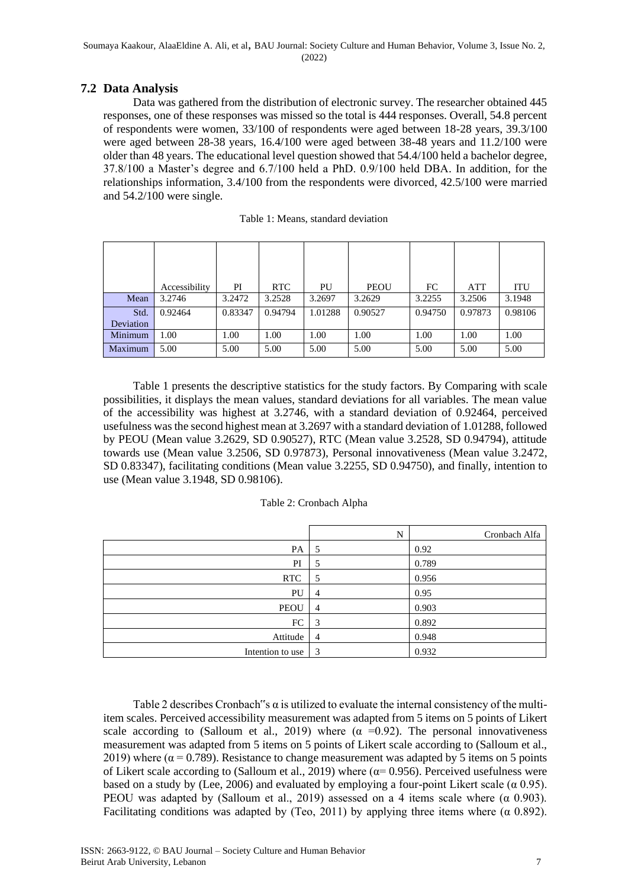## 7.2 Data Analysis

Data was gathered from the distribution of electronic survey. The researcher obtained 445 responses, one of these responses was missed so the total is 444 responses. Overall, 54.8 percent of respondents were women, 33/100 of respondents were aged between 18-28 years, 39.3/100 were aged between 28-38 years, 16.4/100 were aged between 38-48 years and 11.2/100 were older than 48 years. The educational level question showed that 54.4/100 held a bachelor degree, 37.8/100 a Master's degree and 6.7/100 held a PhD. 0.9/100 held DBA. In addition, for the relationships information, 3.4/100 from the respondents were divorced, 42.5/100 were married and 54.2/100 were single.

Table 1: Means, standard deviation

| | Accessibility | PI | RTC | PU | PEOU | FC | ATT | ITU |
|---|---|---|---|---|---|---|---|---|
| Mean | 3.2746 | 3.2472 | 3.2528 | 3.2697 | 3.2629 | 3.2255 | 3.2506 | 3.1948 |
| Std. Deviation | 0.92464 | 0.83347 | 0.94794 | 1.01288 | 0.90527 | 0.94750 | 0.97873 | 0.98106 |
| Minimum | 1.00 | 1.00 | 1.00 | 1.00 | 1.00 | 1.00 | 1.00 | 1.00 |
| Maximum | 5.00 | 5.00 | 5.00 | 5.00 | 5.00 | 5.00 | 5.00 | 5.00 |

Table 1 presents the descriptive statistics for the study factors. By Comparing with scale possibilities, it displays the mean values, standard deviations for all variables. The mean value of the accessibility was highest at 3.2746, with a standard deviation of 0.92464, perceived usefulness was the second highest mean at 3.2697 with a standard deviation of 1.01288, followed by PEOU (Mean value 3.2629, SD 0.90527), RTC (Mean value 3.2528, SD 0.94794), attitude towards use (Mean value 3.2506, SD 0.97873), Personal innovativeness (Mean value 3.2472, SD 0.83347), facilitating conditions (Mean value 3.2255, SD 0.94750), and finally, intention to use (Mean value 3.1948, SD 0.98106).

Table 2: Cronbach Alpha

| | N | Cronbach Alfa |
|---|---|---|
| PA | 5 | 0.92 |
| PI | 5 | 0.789 |
| RTC | 5 | 0.956 |
| PU | 4 | 0.95 |
| PEOU | 4 | 0.903 |
| FC | 3 | 0.892 |
| Attitude | 4 | 0.948 |
| Intention to use | 3 | 0.932 |

Table 2 describes Cronbach"s α is utilized to evaluate the internal consistency of the multi-item scales. Perceived accessibility measurement was adapted from 5 items on 5 points of Likert scale according to (Salloum et al., 2019) where (α =0.92). The personal innovativeness measurement was adapted from 5 items on 5 points of Likert scale according to (Salloum et al., 2019) where (α = 0.789). Resistance to change measurement was adapted by 5 items on 5 points of Likert scale according to (Salloum et al., 2019) where (α= 0.956). Perceived usefulness were based on a study by (Lee, 2006) and evaluated by employing a four-point Likert scale (α 0.95). PEOU was adapted by (Salloum et al., 2019) assessed on a 4 items scale where (α 0.903). Facilitating conditions was adapted by (Teo, 2011) by applying three items where (α 0.892).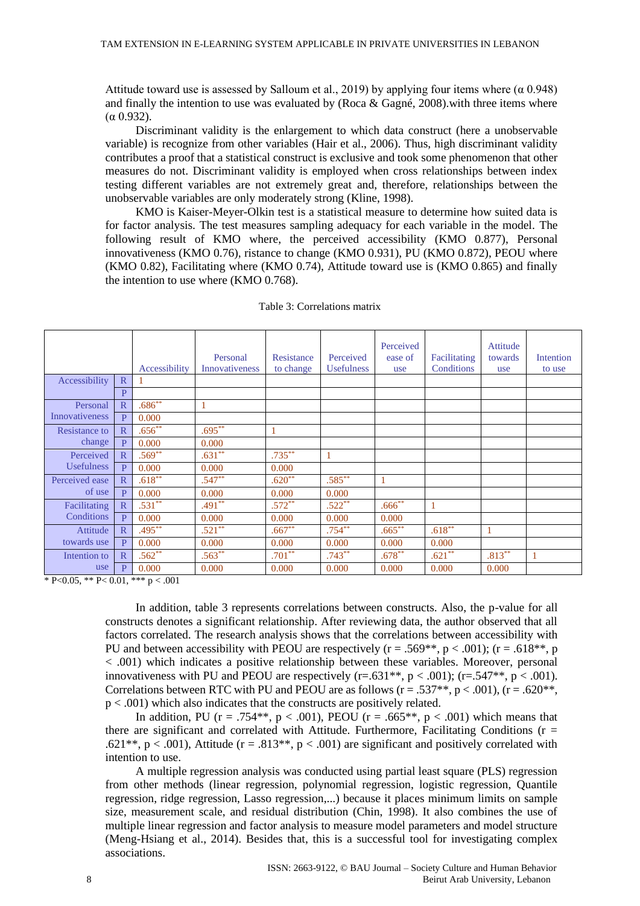Attitude toward use is assessed by Salloum et al., 2019) by applying four items where (α 0.948) and finally the intention to use was evaluated by (Roca & Gagné, 2008).with three items where (α 0.932).

Discriminant validity is the enlargement to which data construct (here a unobservable variable) is recognize from other variables (Hair et al., 2006). Thus, high discriminant validity contributes a proof that a statistical construct is exclusive and took some phenomenon that other measures do not. Discriminant validity is employed when cross relationships between index testing different variables are not extremely great and, therefore, relationships between the unobservable variables are only moderately strong (Kline, 1998).

KMO is Kaiser-Meyer-Olkin test is a statistical measure to determine how suited data is for factor analysis. The test measures sampling adequacy for each variable in the model. The following result of KMO where, the perceived accessibility (KMO 0.877), Personal innovativeness (KMO 0.76), ristance to change (KMO 0.931), PU (KMO 0.872), PEOU where (KMO 0.82), Facilitating where (KMO 0.74), Attitude toward use is (KMO 0.865) and finally the intention to use where (KMO 0.768).

Table 3: Correlations matrix

| | | Accessibility | Personal Innovativeness | Resistance to change | Perceived Usefulness | Perceived ease of use | Facilitating Conditions | Attitude towards use | Intention to use |
|---|---|---|---|---|---|---|---|---|---|
| Accessibility | R | 1 | | | | | | | |
| | P | | | | | | | | |
| Personal Innovativeness | R | .686** | 1 | | | | | | |
| | P | 0.000 | | | | | | | |
| Resistance to change | R | .656** | .695** | 1 | | | | | |
| | P | 0.000 | 0.000 | | | | | | |
| Perceived Usefulness | R | .569** | .631** | .735** | 1 | | | | |
| | P | 0.000 | 0.000 | 0.000 | | | | | |
| Perceived ease of use | R | .618** | .547** | .620** | .585** | 1 | | | |
| | P | 0.000 | 0.000 | 0.000 | 0.000 | | | | |
| Facilitating Conditions | R | .531** | .491** | .572** | .522** | .666** | 1 | | |
| | P | 0.000 | 0.000 | 0.000 | 0.000 | 0.000 | | | |
| Attitude towards use | R | .495** | .521** | .667** | .754** | .665** | .618** | 1 | |
| | P | 0.000 | 0.000 | 0.000 | 0.000 | 0.000 | 0.000 | | |
| Intention to use | R | .562** | .563** | .701** | .743** | .678** | .621** | .813** | 1 |
| | P | 0.000 | 0.000 | 0.000 | 0.000 | 0.000 | 0.000 | 0.000 | |

* P<0.05, ** P< 0.01, *** p < .001

In addition, table 3 represents correlations between constructs. Also, the p-value for all constructs denotes a significant relationship. After reviewing data, the author observed that all factors correlated. The research analysis shows that the correlations between accessibility with PU and between accessibility with PEOU are respectively ($r = .569^{**}$, $p < .001$); ($r = .618^{**}$, $p < .001$) which indicates a positive relationship between these variables. Moreover, personal innovativeness with PU and PEOU are respectively ($r=.631^{**}$, $p < .001$); ($r=.547^{**}$, $p < .001$). Correlations between RTC with PU and PEOU are as follows ($r = .537^{**}$, $p < .001$), ($r = .620^{**}$, $p < .001$) which also indicates that the constructs are positively related.

In addition, PU ($r = .754^{**}$, $p < .001$), PEOU ($r = .665^{**}$, $p < .001$) which means that there are significant and correlated with Attitude. Furthermore, Facilitating Conditions ($r = .621^{**}$, $p < .001$), Attitude ($r = .813^{**}$, $p < .001$) are significant and positively correlated with intention to use.

A multiple regression analysis was conducted using partial least square (PLS) regression from other methods (linear regression, polynomial regression, logistic regression, Quantile regression, ridge regression, Lasso regression,...) because it places minimum limits on sample size, measurement scale, and residual distribution (Chin, 1998). It also combines the use of multiple linear regression and factor analysis to measure model parameters and model structure (Meng-Hsiang et al., 2014). Besides that, this is a successful tool for investigating complex associations.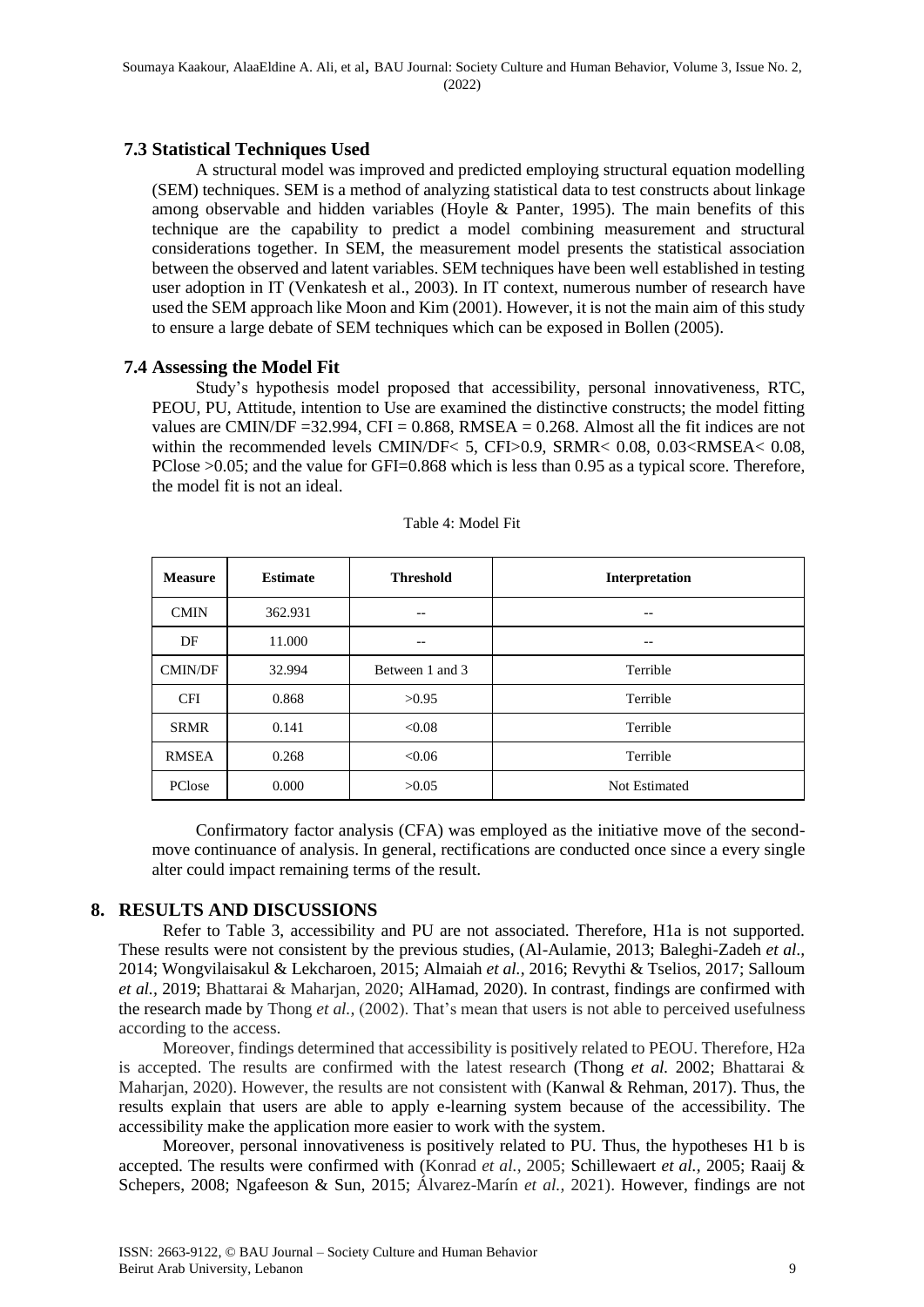### 7.3 Statistical Techniques Used

A structural model was improved and predicted employing structural equation modelling (SEM) techniques. SEM is a method of analyzing statistical data to test constructs about linkage among observable and hidden variables (Hoyle & Panter, 1995). The main benefits of this technique are the capability to predict a model combining measurement and structural considerations together. In SEM, the measurement model presents the statistical association between the observed and latent variables. SEM techniques have been well established in testing user adoption in IT (Venkatesh et al., 2003). In IT context, numerous number of research have used the SEM approach like Moon and Kim (2001). However, it is not the main aim of this study to ensure a large debate of SEM techniques which can be exposed in Bollen (2005).

### 7.4 Assessing the Model Fit

Study's hypothesis model proposed that accessibility, personal innovativeness, RTC, PEOU, PU, Attitude, intention to Use are examined the distinctive constructs; the model fitting values are CMIN/DF =32.994, CFI = 0.868, RMSEA = 0.268. Almost all the fit indices are not within the recommended levels CMIN/DF< 5, CFI>0.9, SRMR< 0.08, 0.03<RMSEA< 0.08, PClose >0.05; and the value for GFI=0.868 which is less than 0.95 as a typical score. Therefore, the model fit is not an ideal.

Table 4: Model Fit

| Measure | Estimate | Threshold | Interpretation |
|---|---|---|---|
| CMIN | 362.931 | -- | -- |
| DF | 11.000 | -- | -- |
| CMIN/DF | 32.994 | Between 1 and 3 | Terrible |
| CFI | 0.868 | >0.95 | Terrible |
| SRMR | 0.141 | <0.08 | Terrible |
| RMSEA | 0.268 | <0.06 | Terrible |
| PClose | 0.000 | >0.05 | Not Estimated |

Confirmatory factor analysis (CFA) was employed as the initiative move of the second-move continuance of analysis. In general, rectifications are conducted once since a every single alter could impact remaining terms of the result.

## 8. RESULTS AND DISCUSSIONS

Refer to Table 3, accessibility and PU are not associated. Therefore, H1a is not supported. These results were not consistent by the previous studies, (Al-Aulamie, 2013; Baleghi-Zadeh *et al.*, 2014; Wongvilaisakul & Lekcharoen, 2015; Almaiah *et al.*, 2016; Revythi & Tselios, 2017; Salloum *et al.*, 2019; Bhattarai & Maharjan, 2020; AlHamad, 2020). In contrast, findings are confirmed with the research made by Thong *et al.*, (2002). That's mean that users is not able to perceived usefulness according to the access.

Moreover, findings determined that accessibility is positively related to PEOU. Therefore, H2a is accepted. The results are confirmed with the latest research (Thong *et al.* 2002; Bhattarai & Maharjan, 2020). However, the results are not consistent with (Kanwal & Rehman, 2017). Thus, the results explain that users are able to apply e-learning system because of the accessibility. The accessibility make the application more easier to work with the system.

Moreover, personal innovativeness is positively related to PU. Thus, the hypotheses H1 b is accepted. The results were confirmed with (Konrad *et al.*, 2005; Schillewaert *et al.*, 2005; Raaij & Schepers, 2008; Ngafeeson & Sun, 2015; Álvarez-Marín *et al.*, 2021). However, findings are not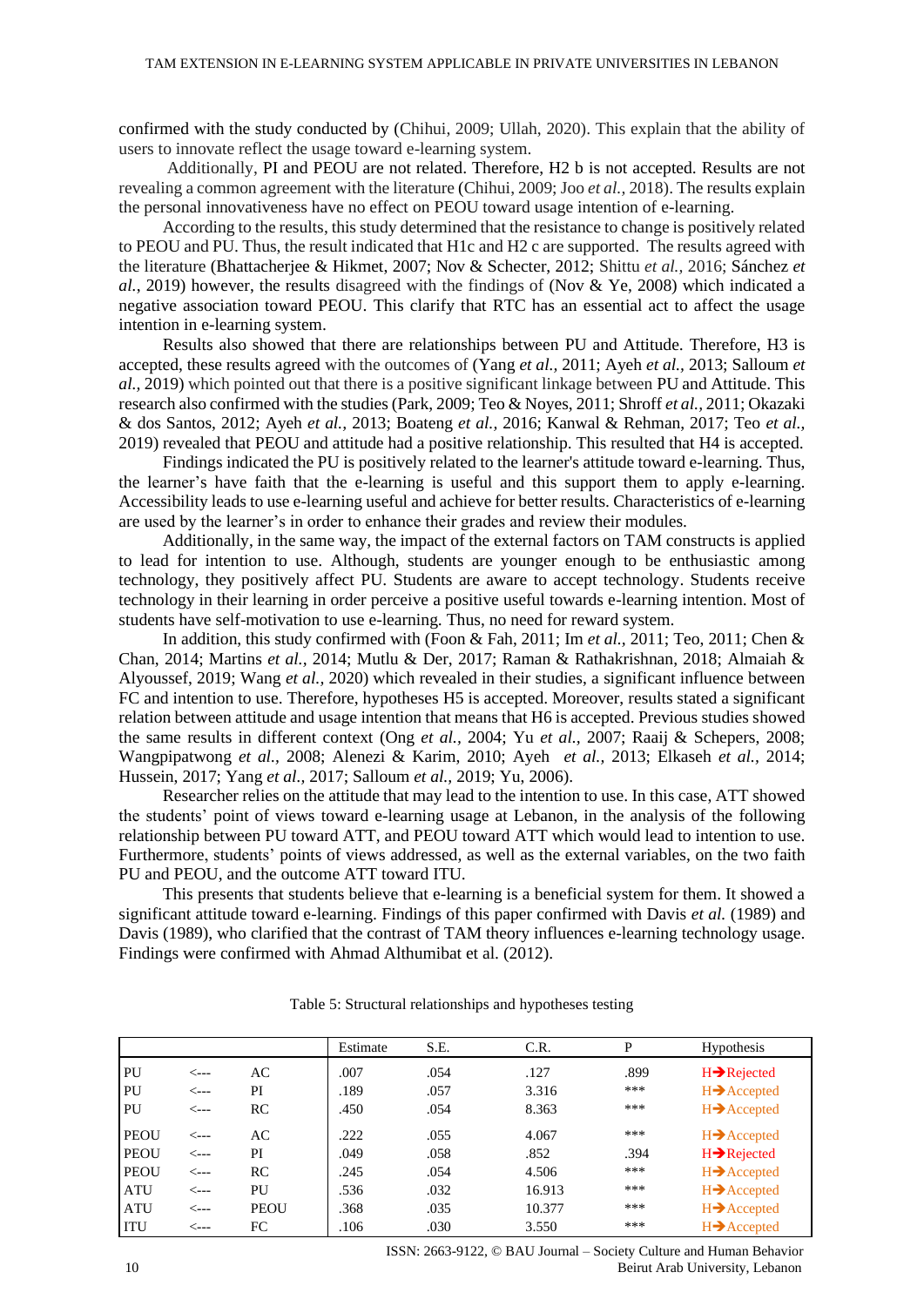confirmed with the study conducted by (Chihui, 2009; Ullah, 2020). This explain that the ability of users to innovate reflect the usage toward e-learning system.

Additionally, PI and PEOU are not related. Therefore, H2 b is not accepted. Results are not revealing a common agreement with the literature (Chihui, 2009; Joo *et al.,* 2018). The results explain the personal innovativeness have no effect on PEOU toward usage intention of e-learning.

According to the results, this study determined that the resistance to change is positively related to PEOU and PU. Thus, the result indicated that H1c and H2 c are supported. The results agreed with the literature (Bhattacherjee & Hikmet, 2007; Nov & Schecter, 2012; Shittu *et al.,* 2016; Sánchez *et al.*, 2019) however, the results disagreed with the findings of (Nov & Ye, 2008) which indicated a negative association toward PEOU. This clarify that RTC has an essential act to affect the usage intention in e-learning system.

Results also showed that there are relationships between PU and Attitude. Therefore, H3 is accepted, these results agreed with the outcomes of (Yang *et al.,* 2011; Ayeh *et al.,* 2013; Salloum *et al.,* 2019) which pointed out that there is a positive significant linkage between PU and Attitude. This research also confirmed with the studies (Park, 2009; Teo & Noyes, 2011; Shroff *et al.,* 2011; Okazaki & dos Santos, 2012; Ayeh *et al.,* 2013; Boateng *et al.,* 2016; Kanwal & Rehman, 2017; Teo *et al.,* 2019) revealed that PEOU and attitude had a positive relationship. This resulted that H4 is accepted.

Findings indicated the PU is positively related to the learner's attitude toward e-learning. Thus, the learner's have faith that the e-learning is useful and this support them to apply e-learning. Accessibility leads to use e-learning useful and achieve for better results. Characteristics of e-learning are used by the learner's in order to enhance their grades and review their modules.

Additionally, in the same way, the impact of the external factors on TAM constructs is applied to lead for intention to use. Although, students are younger enough to be enthusiastic among technology, they positively affect PU. Students are aware to accept technology. Students receive technology in their learning in order perceive a positive useful towards e-learning intention. Most of students have self-motivation to use e-learning. Thus, no need for reward system.

In addition, this study confirmed with (Foon & Fah, 2011; Im *et al.,* 2011; Teo, 2011; Chen & Chan, 2014; Martins *et al.,* 2014; Mutlu & Der, 2017; Raman & Rathakrishnan, 2018; Almaiah & Alyoussef, 2019; Wang *et al.,* 2020) which revealed in their studies, a significant influence between FC and intention to use. Therefore, hypotheses H5 is accepted. Moreover, results stated a significant relation between attitude and usage intention that means that H6 is accepted. Previous studies showed the same results in different context (Ong *et al.,* 2004; Yu *et al.,* 2007; Raaij & Schepers, 2008; Wangpipatwong *et al.,* 2008; Alenezi & Karim, 2010; Ayeh *et al.,* 2013; Elkaseh *et al.,* 2014; Hussein, 2017; Yang *et al.*, 2017; Salloum *et al.*, 2019; Yu, 2006).

Researcher relies on the attitude that may lead to the intention to use. In this case, ATT showed the students' point of views toward e-learning usage at Lebanon, in the analysis of the following relationship between PU toward ATT, and PEOU toward ATT which would lead to intention to use. Furthermore, students' points of views addressed, as well as the external variables, on the two faith PU and PEOU, and the outcome ATT toward ITU.

This presents that students believe that e-learning is a beneficial system for them. It showed a significant attitude toward e-learning. Findings of this paper confirmed with Davis *et al.* (1989) and Davis (1989), who clarified that the contrast of TAM theory influences e-learning technology usage. Findings were confirmed with Ahmad Althumibat et al. (2012).

Table 5: Structural relationships and hypotheses testing

| | | | Estimate | S.E. | C.R. | P | Hypothesis |
|---|---|---|---|---|---|---|---|
| PU | <--- | AC | .007 | .054 | .127 | .899 | H→Rejected |
| PU | <--- | PI | .189 | .057 | 3.316 | *** | H→Accepted |
| PU | <--- | RC | .450 | .054 | 8.363 | *** | H→Accepted |
| PEOU | <--- | AC | .222 | .055 | 4.067 | *** | H→Accepted |
| PEOU | <--- | PI | .049 | .058 | .852 | .394 | H→Rejected |
| PEOU | <--- | RC | .245 | .054 | 4.506 | *** | H→Accepted |
| ATU | <--- | PU | .536 | .032 | 16.913 | *** | H→Accepted |
| ATU | <--- | PEOU | .368 | .035 | 10.377 | *** | H→Accepted |
| ITU | <--- | FC | .106 | .030 | 3.550 | *** | H→Accepted |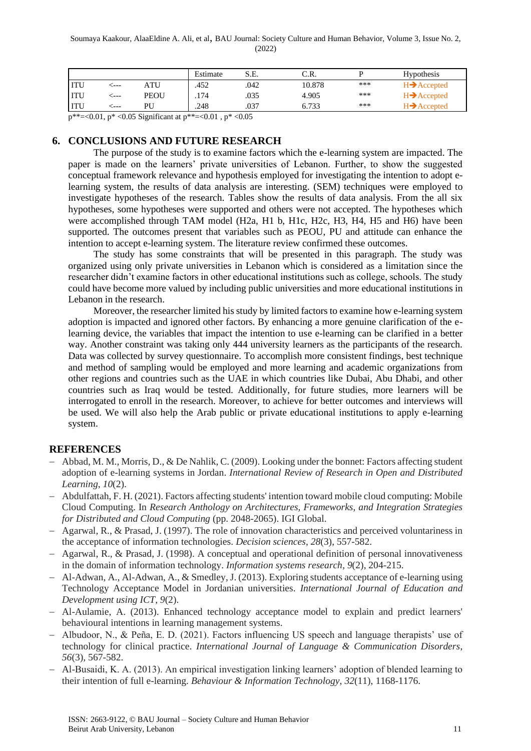| | | | Estimate | S.E. | C.R. | P | Hypothesis |
|---|---|---|---|---|---|---|---|
| ITU | <--- | ATU | .452 | .042 | 10.878 | *** | H→Accepted |
| ITU | <--- | PEOU | .174 | .035 | 4.905 | *** | H→Accepted |
| ITU | <--- | PU | .248 | .037 | 6.733 | *** | H→Accepted |

p**=<0.01, p* <0.05 Significant at p**=<0.01 , p* <0.05

## 6. CONCLUSIONS AND FUTURE RESEARCH

The purpose of the study is to examine factors which the e-learning system are impacted. The paper is made on the learners' private universities of Lebanon. Further, to show the suggested conceptual framework relevance and hypothesis employed for investigating the intention to adopt e-learning system, the results of data analysis are interesting. (SEM) techniques were employed to investigate hypotheses of the research. Tables show the results of data analysis. From the all six hypotheses, some hypotheses were supported and others were not accepted. The hypotheses which were accomplished through TAM model (H2a, H1 b, H1c, H2c, H3, H4, H5 and H6) have been supported. The outcomes present that variables such as PEOU, PU and attitude can enhance the intention to accept e-learning system. The literature review confirmed these outcomes.

The study has some constraints that will be presented in this paragraph. The study was organized using only private universities in Lebanon which is considered as a limitation since the researcher didn't examine factors in other educational institutions such as college, schools. The study could have become more valued by including public universities and more educational institutions in Lebanon in the research.

Moreover, the researcher limited his study by limited factors to examine how e-learning system adoption is impacted and ignored other factors. By enhancing a more genuine clarification of the e-learning device, the variables that impact the intention to use e-learning can be clarified in a better way. Another constraint was taking only 444 university learners as the participants of the research. Data was collected by survey questionnaire. To accomplish more consistent findings, best technique and method of sampling would be employed and more learning and academic organizations from other regions and countries such as the UAE in which countries like Dubai, Abu Dhabi, and other countries such as Iraq would be tested. Additionally, for future studies, more learners will be interrogated to enroll in the research. Moreover, to achieve for better outcomes and interviews will be used. We will also help the Arab public or private educational institutions to apply e-learning system.

## REFERENCES

- Abbad, M. M., Morris, D., & De Nahlik, C. (2009). Looking under the bonnet: Factors affecting student adoption of e-learning systems in Jordan. *International Review of Research in Open and Distributed Learning*, *10*(2).
- Abdulfattah, F. H. (2021). Factors affecting students' intention toward mobile cloud computing: Mobile Cloud Computing. In *Research Anthology on Architectures, Frameworks, and Integration Strategies for Distributed and Cloud Computing* (pp. 2048-2065). IGI Global.
- Agarwal, R., & Prasad, J. (1997). The role of innovation characteristics and perceived voluntariness in the acceptance of information technologies. *Decision sciences*, *28*(3), 557-582.
- Agarwal, R., & Prasad, J. (1998). A conceptual and operational definition of personal innovativeness in the domain of information technology. *Information systems research*, *9*(2), 204-215.
- Al-Adwan, A., Al-Adwan, A., & Smedley, J. (2013). Exploring students acceptance of e-learning using Technology Acceptance Model in Jordanian universities. *International Journal of Education and Development using ICT*, *9*(2).
- Al-Aulamie, A. (2013). Enhanced technology acceptance model to explain and predict learners' behavioural intentions in learning management systems.
- Albudoor, N., & Peña, E. D. (2021). Factors influencing US speech and language therapists' use of technology for clinical practice. *International Journal of Language & Communication Disorders*, *56*(3), 567-582.
- Al-Busaidi, K. A. (2013). An empirical investigation linking learners' adoption of blended learning to their intention of full e-learning. *Behaviour & Information Technology*, *32*(11), 1168-1176.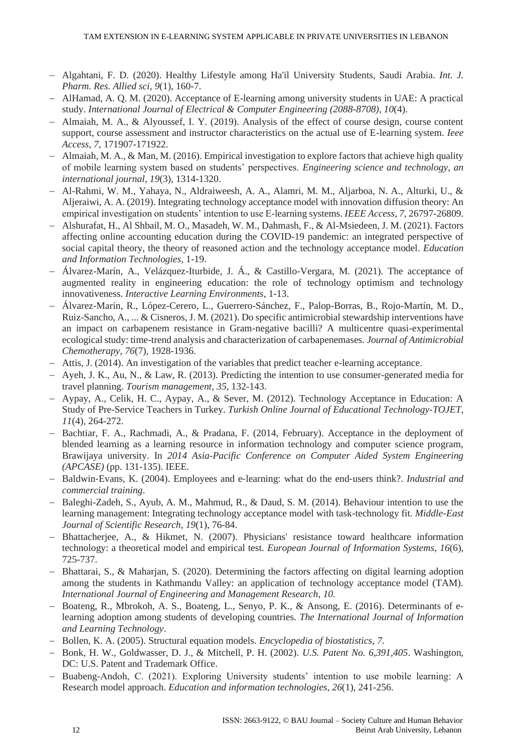- Algahtani, F. D. (2020). Healthy Lifestyle among Ha'il University Students, Saudi Arabia. *Int. J. Pharm. Res. Allied sci*, *9*(1), 160-7.
- AlHamad, A. Q. M. (2020). Acceptance of E-learning among university students in UAE: A practical study. *International Journal of Electrical & Computer Engineering (2088-8708)*, *10*(4).
- Almaiah, M. A., & Alyoussef, I. Y. (2019). Analysis of the effect of course design, course content support, course assessment and instructor characteristics on the actual use of E-learning system. *Ieee Access*, *7*, 171907-171922.
- Almaiah, M. A., & Man, M. (2016). Empirical investigation to explore factors that achieve high quality of mobile learning system based on students' perspectives. *Engineering science and technology, an international journal*, *19*(3), 1314-1320.
- Al-Rahmi, W. M., Yahaya, N., Aldraiweesh, A. A., Alamri, M. M., Aljarboa, N. A., Alturki, U., & Aljeraiwi, A. A. (2019). Integrating technology acceptance model with innovation diffusion theory: An empirical investigation on students' intention to use E-learning systems. *IEEE Access*, *7*, 26797-26809.
- Alshurafat, H., Al Shbail, M. O., Masadeh, W. M., Dahmash, F., & Al-Msiedeen, J. M. (2021). Factors affecting online accounting education during the COVID-19 pandemic: an integrated perspective of social capital theory, the theory of reasoned action and the technology acceptance model. *Education and Information Technologies*, 1-19.
- Álvarez-Marín, A., Velázquez-Iturbide, J. Á., & Castillo-Vergara, M. (2021). The acceptance of augmented reality in engineering education: the role of technology optimism and technology innovativeness. *Interactive Learning Environments*, 1-13.
- Álvarez-Marín, R., López-Cerero, L., Guerrero-Sánchez, F., Palop-Borras, B., Rojo-Martín, M. D., Ruiz-Sancho, A., ... & Cisneros, J. M. (2021). Do specific antimicrobial stewardship interventions have an impact on carbapenem resistance in Gram-negative bacilli? A multicentre quasi-experimental ecological study: time-trend analysis and characterization of carbapenemases. *Journal of Antimicrobial Chemotherapy*, *76*(7), 1928-1936.
- Attis, J. (2014). An investigation of the variables that predict teacher e-learning acceptance.
- Ayeh, J. K., Au, N., & Law, R. (2013). Predicting the intention to use consumer-generated media for travel planning. *Tourism management*, *35*, 132-143.
- Aypay, A., Celik, H. C., Aypay, A., & Sever, M. (2012). Technology Acceptance in Education: A Study of Pre-Service Teachers in Turkey. *Turkish Online Journal of Educational Technology-TOJET*, *11*(4), 264-272.
- Bachtiar, F. A., Rachmadi, A., & Pradana, F. (2014, February). Acceptance in the deployment of blended learning as a learning resource in information technology and computer science program, Brawijaya university. In *2014 Asia-Pacific Conference on Computer Aided System Engineering (APCASE)* (pp. 131-135). IEEE.
- Baldwin‐Evans, K. (2004). Employees and e‐learning: what do the end‐users think?. *Industrial and commercial training*.
- Baleghi-Zadeh, S., Ayub, A. M., Mahmud, R., & Daud, S. M. (2014). Behaviour intention to use the learning management: Integrating technology acceptance model with task-technology fit. *Middle-East Journal of Scientific Research*, *19*(1), 76-84.
- Bhattacherjee, A., & Hikmet, N. (2007). Physicians' resistance toward healthcare information technology: a theoretical model and empirical test. *European Journal of Information Systems*, *16*(6), 725-737.
- Bhattarai, S., & Maharjan, S. (2020). Determining the factors affecting on digital learning adoption among the students in Kathmandu Valley: an application of technology acceptance model (TAM). *International Journal of Engineering and Management Research*, *10*.
- Boateng, R., Mbrokoh, A. S., Boateng, L., Senyo, P. K., & Ansong, E. (2016). Determinants of e-learning adoption among students of developing countries. *The International Journal of Information and Learning Technology*.
- Bollen, K. A. (2005). Structural equation models. *Encyclopedia of biostatistics*, *7*.
- Bonk, H. W., Goldwasser, D. J., & Mitchell, P. H. (2002). *U.S. Patent No. 6,391,405*. Washington, DC: U.S. Patent and Trademark Office.
- Buabeng-Andoh, C. (2021). Exploring University students' intention to use mobile learning: A Research model approach. *Education and information technologies*, *26*(1), 241-256.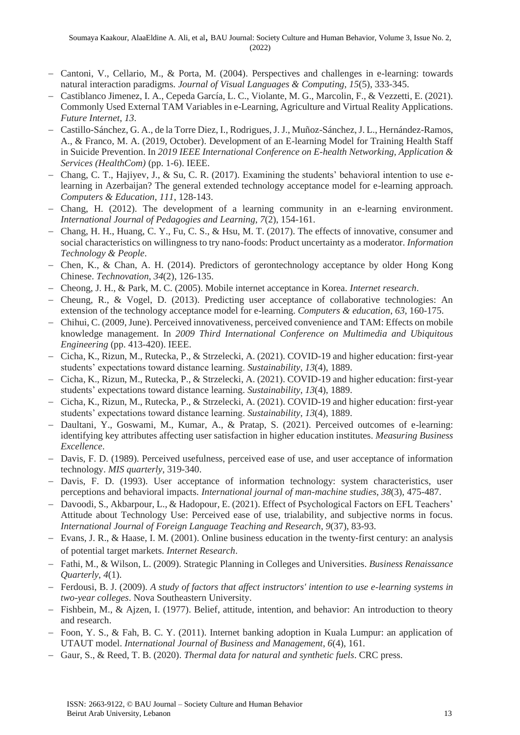- Cantoni, V., Cellario, M., & Porta, M. (2004). Perspectives and challenges in e-learning: towards natural interaction paradigms. *Journal of Visual Languages & Computing*, *15*(5), 333-345.
- Castiblanco Jimenez, I. A., Cepeda García, L. C., Violante, M. G., Marcolin, F., & Vezzetti, E. (2021). Commonly Used External TAM Variables in e-Learning, Agriculture and Virtual Reality Applications. *Future Internet*, *13*.
- Castillo-Sánchez, G. A., de la Torre Diez, I., Rodrigues, J. J., Muñoz-Sánchez, J. L., Hernández-Ramos, A., & Franco, M. A. (2019, October). Development of an E-learning Model for Training Health Staff in Suicide Prevention. In *2019 IEEE International Conference on E-health Networking, Application & Services (HealthCom)* (pp. 1-6). IEEE.
- Chang, C. T., Hajiyev, J., & Su, C. R. (2017). Examining the students' behavioral intention to use e-learning in Azerbaijan? The general extended technology acceptance model for e-learning approach. *Computers & Education*, *111*, 128-143.
- Chang, H. (2012). The development of a learning community in an e-learning environment. *International Journal of Pedagogies and Learning*, *7*(2), 154-161.
- Chang, H. H., Huang, C. Y., Fu, C. S., & Hsu, M. T. (2017). The effects of innovative, consumer and social characteristics on willingness to try nano-foods: Product uncertainty as a moderator. *Information Technology & People*.
- Chen, K., & Chan, A. H. (2014). Predictors of gerontechnology acceptance by older Hong Kong Chinese. *Technovation*, *34*(2), 126-135.
- Cheong, J. H., & Park, M. C. (2005). Mobile internet acceptance in Korea. *Internet research*.
- Cheung, R., & Vogel, D. (2013). Predicting user acceptance of collaborative technologies: An extension of the technology acceptance model for e-learning. *Computers & education*, *63*, 160-175.
- Chihui, C. (2009, June). Perceived innovativeness, perceived convenience and TAM: Effects on mobile knowledge management. In *2009 Third International Conference on Multimedia and Ubiquitous Engineering* (pp. 413-420). IEEE.
- Cicha, K., Rizun, M., Rutecka, P., & Strzelecki, A. (2021). COVID-19 and higher education: first-year students' expectations toward distance learning. *Sustainability*, *13*(4), 1889.
- Cicha, K., Rizun, M., Rutecka, P., & Strzelecki, A. (2021). COVID-19 and higher education: first-year students' expectations toward distance learning. *Sustainability*, *13*(4), 1889.
- Cicha, K., Rizun, M., Rutecka, P., & Strzelecki, A. (2021). COVID-19 and higher education: first-year students' expectations toward distance learning. *Sustainability*, *13*(4), 1889.
- Daultani, Y., Goswami, M., Kumar, A., & Pratap, S. (2021). Perceived outcomes of e-learning: identifying key attributes affecting user satisfaction in higher education institutes. *Measuring Business Excellence*.
- Davis, F. D. (1989). Perceived usefulness, perceived ease of use, and user acceptance of information technology. *MIS quarterly*, 319-340.
- Davis, F. D. (1993). User acceptance of information technology: system characteristics, user perceptions and behavioral impacts. *International journal of man-machine studies*, *38*(3), 475-487.
- Davoodi, S., Akbarpour, L., & Hadopour, E. (2021). Effect of Psychological Factors on EFL Teachers' Attitude about Technology Use: Perceived ease of use, trialability, and subjective norms in focus. *International Journal of Foreign Language Teaching and Research*, *9*(37), 83-93.
- Evans, J. R., & Haase, I. M. (2001). Online business education in the twenty-first century: an analysis of potential target markets. *Internet Research*.
- Fathi, M., & Wilson, L. (2009). Strategic Planning in Colleges and Universities. *Business Renaissance Quarterly*, *4*(1).
- Ferdousi, B. J. (2009). *A study of factors that affect instructors' intention to use e-learning systems in two-year colleges*. Nova Southeastern University.
- Fishbein, M., & Ajzen, I. (1977). Belief, attitude, intention, and behavior: An introduction to theory and research.
- Foon, Y. S., & Fah, B. C. Y. (2011). Internet banking adoption in Kuala Lumpur: an application of UTAUT model. *International Journal of Business and Management*, *6*(4), 161.
- Gaur, S., & Reed, T. B. (2020). *Thermal data for natural and synthetic fuels*. CRC press.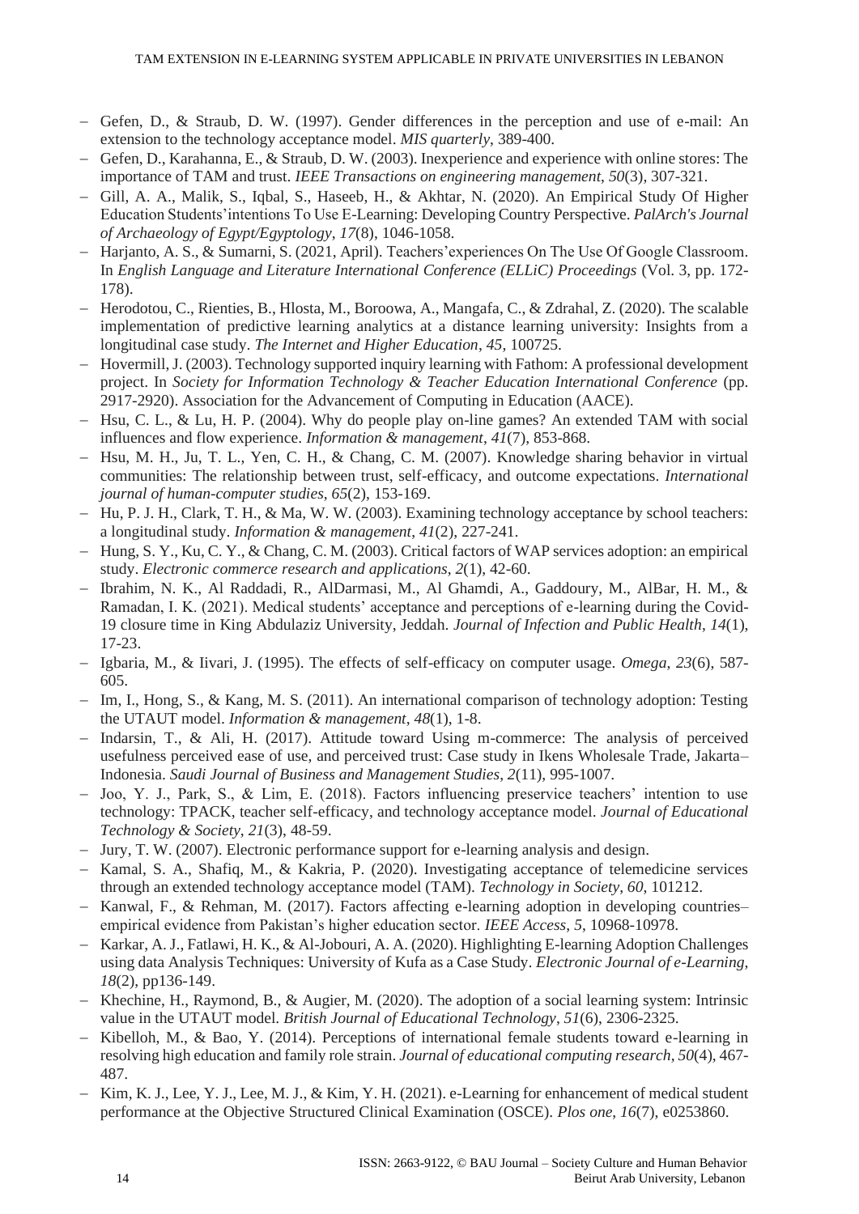- Gefen, D., & Straub, D. W. (1997). Gender differences in the perception and use of e-mail: An extension to the technology acceptance model. *MIS quarterly*, 389-400.
- Gefen, D., Karahanna, E., & Straub, D. W. (2003). Inexperience and experience with online stores: The importance of TAM and trust. *IEEE Transactions on engineering management*, *50*(3), 307-321.
- Gill, A. A., Malik, S., Iqbal, S., Haseeb, H., & Akhtar, N. (2020). An Empirical Study Of Higher Education Students'intentions To Use E-Learning: Developing Country Perspective. *PalArch's Journal of Archaeology of Egypt/Egyptology*, *17*(8), 1046-1058.
- Harjanto, A. S., & Sumarni, S. (2021, April). Teachers'experiences On The Use Of Google Classroom. In *English Language and Literature International Conference (ELLiC) Proceedings* (Vol. 3, pp. 172-178).
- Herodotou, C., Rienties, B., Hlosta, M., Boroowa, A., Mangafa, C., & Zdrahal, Z. (2020). The scalable implementation of predictive learning analytics at a distance learning university: Insights from a longitudinal case study. *The Internet and Higher Education*, *45*, 100725.
- Hovermill, J. (2003). Technology supported inquiry learning with Fathom: A professional development project. In *Society for Information Technology & Teacher Education International Conference* (pp. 2917-2920). Association for the Advancement of Computing in Education (AACE).
- Hsu, C. L., & Lu, H. P. (2004). Why do people play on-line games? An extended TAM with social influences and flow experience. *Information & management*, *41*(7), 853-868.
- Hsu, M. H., Ju, T. L., Yen, C. H., & Chang, C. M. (2007). Knowledge sharing behavior in virtual communities: The relationship between trust, self-efficacy, and outcome expectations. *International journal of human-computer studies*, *65*(2), 153-169.
- Hu, P. J. H., Clark, T. H., & Ma, W. W. (2003). Examining technology acceptance by school teachers: a longitudinal study. *Information & management*, *41*(2), 227-241.
- Hung, S. Y., Ku, C. Y., & Chang, C. M. (2003). Critical factors of WAP services adoption: an empirical study. *Electronic commerce research and applications*, *2*(1), 42-60.
- Ibrahim, N. K., Al Raddadi, R., AlDarmasi, M., Al Ghamdi, A., Gaddoury, M., AlBar, H. M., & Ramadan, I. K. (2021). Medical students' acceptance and perceptions of e-learning during the Covid-19 closure time in King Abdulaziz University, Jeddah. *Journal of Infection and Public Health*, *14*(1), 17-23.
- Igbaria, M., & Iivari, J. (1995). The effects of self-efficacy on computer usage. *Omega*, *23*(6), 587-605.
- Im, I., Hong, S., & Kang, M. S. (2011). An international comparison of technology adoption: Testing the UTAUT model. *Information & management*, *48*(1), 1-8.
- Indarsin, T., & Ali, H. (2017). Attitude toward Using m-commerce: The analysis of perceived usefulness perceived ease of use, and perceived trust: Case study in Ikens Wholesale Trade, Jakarta–Indonesia. *Saudi Journal of Business and Management Studies*, *2*(11), 995-1007.
- Joo, Y. J., Park, S., & Lim, E. (2018). Factors influencing preservice teachers' intention to use technology: TPACK, teacher self-efficacy, and technology acceptance model. *Journal of Educational Technology & Society*, *21*(3), 48-59.
- Jury, T. W. (2007). Electronic performance support for e-learning analysis and design.
- Kamal, S. A., Shafiq, M., & Kakria, P. (2020). Investigating acceptance of telemedicine services through an extended technology acceptance model (TAM). *Technology in Society*, *60*, 101212.
- Kanwal, F., & Rehman, M. (2017). Factors affecting e-learning adoption in developing countries–empirical evidence from Pakistan's higher education sector. *IEEE Access*, *5*, 10968-10978.
- Karkar, A. J., Fatlawi, H. K., & Al-Jobouri, A. A. (2020). Highlighting E-learning Adoption Challenges using data Analysis Techniques: University of Kufa as a Case Study. *Electronic Journal of e-Learning*, *18*(2), pp136-149.
- Khechine, H., Raymond, B., & Augier, M. (2020). The adoption of a social learning system: Intrinsic value in the UTAUT model. *British Journal of Educational Technology*, *51*(6), 2306-2325.
- Kibelloh, M., & Bao, Y. (2014). Perceptions of international female students toward e-learning in resolving high education and family role strain. *Journal of educational computing research*, *50*(4), 467-487.
- Kim, K. J., Lee, Y. J., Lee, M. J., & Kim, Y. H. (2021). e-Learning for enhancement of medical student performance at the Objective Structured Clinical Examination (OSCE). *Plos one*, *16*(7), e0253860.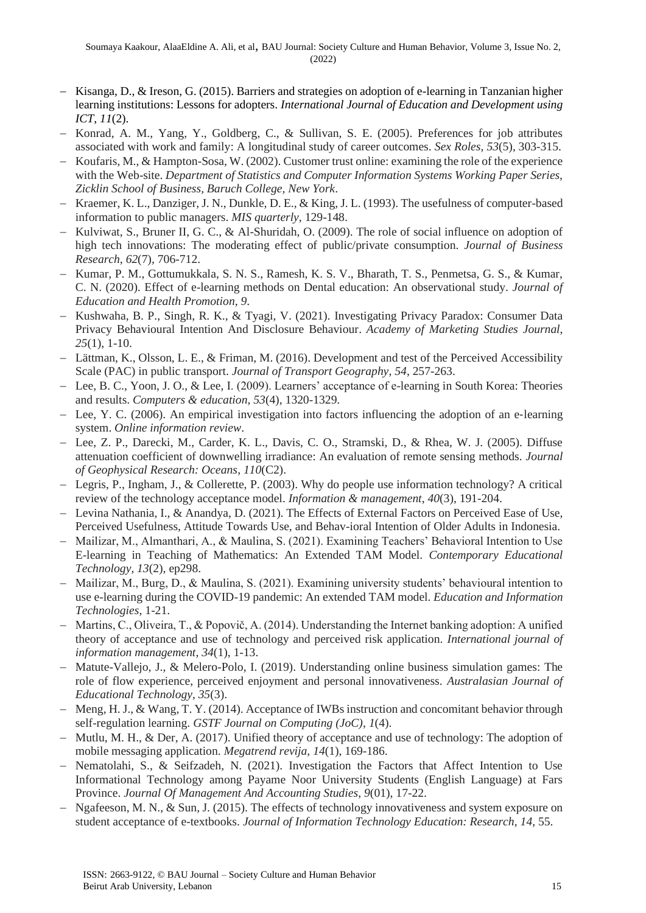- Kisanga, D., & Ireson, G. (2015). Barriers and strategies on adoption of e-learning in Tanzanian higher learning institutions: Lessons for adopters. *International Journal of Education and Development using ICT*, *11*(2).
- Konrad, A. M., Yang, Y., Goldberg, C., & Sullivan, S. E. (2005). Preferences for job attributes associated with work and family: A longitudinal study of career outcomes. *Sex Roles*, *53*(5), 303-315.
- Koufaris, M., & Hampton-Sosa, W. (2002). Customer trust online: examining the role of the experience with the Web-site. *Department of Statistics and Computer Information Systems Working Paper Series, Zicklin School of Business, Baruch College, New York*.
- Kraemer, K. L., Danziger, J. N., Dunkle, D. E., & King, J. L. (1993). The usefulness of computer-based information to public managers. *MIS quarterly*, 129-148.
- Kulviwat, S., Bruner II, G. C., & Al-Shuridah, O. (2009). The role of social influence on adoption of high tech innovations: The moderating effect of public/private consumption. *Journal of Business Research*, *62*(7), 706-712.
- Kumar, P. M., Gottumukkala, S. N. S., Ramesh, K. S. V., Bharath, T. S., Penmetsa, G. S., & Kumar, C. N. (2020). Effect of e-learning methods on Dental education: An observational study. *Journal of Education and Health Promotion*, *9*.
- Kushwaha, B. P., Singh, R. K., & Tyagi, V. (2021). Investigating Privacy Paradox: Consumer Data Privacy Behavioural Intention And Disclosure Behaviour. *Academy of Marketing Studies Journal*, *25*(1), 1-10.
- Lättman, K., Olsson, L. E., & Friman, M. (2016). Development and test of the Perceived Accessibility Scale (PAC) in public transport. *Journal of Transport Geography*, *54*, 257-263.
- Lee, B. C., Yoon, J. O., & Lee, I. (2009). Learners' acceptance of e-learning in South Korea: Theories and results. *Computers & education*, *53*(4), 1320-1329.
- Lee, Y. C. (2006). An empirical investigation into factors influencing the adoption of an e-learning system. *Online information review*.
- Lee, Z. P., Darecki, M., Carder, K. L., Davis, C. O., Stramski, D., & Rhea, W. J. (2005). Diffuse attenuation coefficient of downwelling irradiance: An evaluation of remote sensing methods. *Journal of Geophysical Research: Oceans*, *110*(C2).
- Legris, P., Ingham, J., & Collerette, P. (2003). Why do people use information technology? A critical review of the technology acceptance model. *Information & management*, *40*(3), 191-204.
- Levina Nathania, I., & Anandya, D. (2021). The Effects of External Factors on Perceived Ease of Use, Perceived Usefulness, Attitude Towards Use, and Behav-ioral Intention of Older Adults in Indonesia.
- Mailizar, M., Almanthari, A., & Maulina, S. (2021). Examining Teachers' Behavioral Intention to Use E-learning in Teaching of Mathematics: An Extended TAM Model. *Contemporary Educational Technology*, *13*(2), ep298.
- Mailizar, M., Burg, D., & Maulina, S. (2021). Examining university students' behavioural intention to use e-learning during the COVID-19 pandemic: An extended TAM model. *Education and Information Technologies*, 1-21.
- Martins, C., Oliveira, T., & Popovič, A. (2014). Understanding the Internet banking adoption: A unified theory of acceptance and use of technology and perceived risk application. *International journal of information management*, *34*(1), 1-13.
- Matute-Vallejo, J., & Melero-Polo, I. (2019). Understanding online business simulation games: The role of flow experience, perceived enjoyment and personal innovativeness. *Australasian Journal of Educational Technology*, *35*(3).
- Meng, H. J., & Wang, T. Y. (2014). Acceptance of IWBs instruction and concomitant behavior through self-regulation learning. *GSTF Journal on Computing (JoC)*, *1*(4).
- Mutlu, M. H., & Der, A. (2017). Unified theory of acceptance and use of technology: The adoption of mobile messaging application. *Megatrend revija*, *14*(1), 169-186.
- Nematolahi, S., & Seifzadeh, N. (2021). Investigation the Factors that Affect Intention to Use Informational Technology among Payame Noor University Students (English Language) at Fars Province. *Journal Of Management And Accounting Studies*, *9*(01), 17-22.
- Ngafeeson, M. N., & Sun, J. (2015). The effects of technology innovativeness and system exposure on student acceptance of e-textbooks. *Journal of Information Technology Education: Research*, *14*, 55.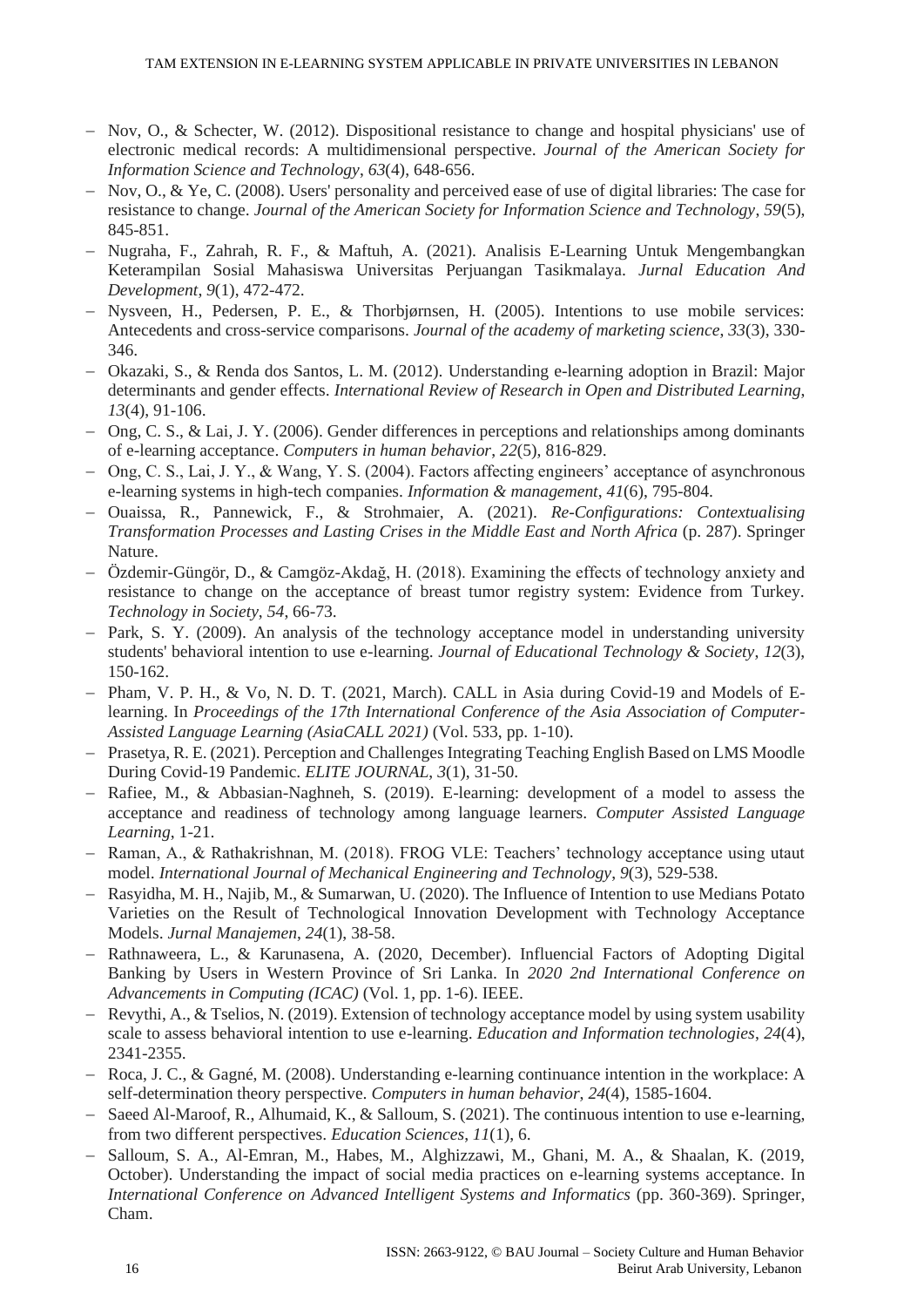- Nov, O., & Schecter, W. (2012). Dispositional resistance to change and hospital physicians' use of electronic medical records: A multidimensional perspective. *Journal of the American Society for Information Science and Technology*, *63*(4), 648-656.
- Nov, O., & Ye, C. (2008). Users' personality and perceived ease of use of digital libraries: The case for resistance to change. *Journal of the American Society for Information Science and Technology*, *59*(5), 845-851.
- Nugraha, F., Zahrah, R. F., & Maftuh, A. (2021). Analisis E-Learning Untuk Mengembangkan Keterampilan Sosial Mahasiswa Universitas Perjuangan Tasikmalaya. *Jurnal Education And Development*, *9*(1), 472-472.
- Nysveen, H., Pedersen, P. E., & Thorbjørnsen, H. (2005). Intentions to use mobile services: Antecedents and cross-service comparisons. *Journal of the academy of marketing science*, *33*(3), 330-346.
- Okazaki, S., & Renda dos Santos, L. M. (2012). Understanding e-learning adoption in Brazil: Major determinants and gender effects. *International Review of Research in Open and Distributed Learning*, *13*(4), 91-106.
- Ong, C. S., & Lai, J. Y. (2006). Gender differences in perceptions and relationships among dominants of e-learning acceptance. *Computers in human behavior*, *22*(5), 816-829.
- Ong, C. S., Lai, J. Y., & Wang, Y. S. (2004). Factors affecting engineers' acceptance of asynchronous e-learning systems in high-tech companies. *Information & management*, *41*(6), 795-804.
- Ouaissa, R., Pannewick, F., & Strohmaier, A. (2021). *Re-Configurations: Contextualising Transformation Processes and Lasting Crises in the Middle East and North Africa* (p. 287). Springer Nature.
- Özdemir-Güngör, D., & Camgöz-Akdağ, H. (2018). Examining the effects of technology anxiety and resistance to change on the acceptance of breast tumor registry system: Evidence from Turkey. *Technology in Society*, *54*, 66-73.
- Park, S. Y. (2009). An analysis of the technology acceptance model in understanding university students' behavioral intention to use e-learning. *Journal of Educational Technology & Society*, *12*(3), 150-162.
- Pham, V. P. H., & Vo, N. D. T. (2021, March). CALL in Asia during Covid-19 and Models of E-learning. In *Proceedings of the 17th International Conference of the Asia Association of Computer-Assisted Language Learning (AsiaCALL 2021)* (Vol. 533, pp. 1-10).
- Prasetya, R. E. (2021). Perception and Challenges Integrating Teaching English Based on LMS Moodle During Covid-19 Pandemic. *ELITE JOURNAL*, *3*(1), 31-50.
- Rafiee, M., & Abbasian-Naghneh, S. (2019). E-learning: development of a model to assess the acceptance and readiness of technology among language learners. *Computer Assisted Language Learning*, 1-21.
- Raman, A., & Rathakrishnan, M. (2018). FROG VLE: Teachers' technology acceptance using utaut model. *International Journal of Mechanical Engineering and Technology*, *9*(3), 529-538.
- Rasyidha, M. H., Najib, M., & Sumarwan, U. (2020). The Influence of Intention to use Medians Potato Varieties on the Result of Technological Innovation Development with Technology Acceptance Models. *Jurnal Manajemen*, *24*(1), 38-58.
- Rathnaweera, L., & Karunasena, A. (2020, December). Influencial Factors of Adopting Digital Banking by Users in Western Province of Sri Lanka. In *2020 2nd International Conference on Advancements in Computing (ICAC)* (Vol. 1, pp. 1-6). IEEE.
- Revythi, A., & Tselios, N. (2019). Extension of technology acceptance model by using system usability scale to assess behavioral intention to use e-learning. *Education and Information technologies*, *24*(4), 2341-2355.
- Roca, J. C., & Gagné, M. (2008). Understanding e-learning continuance intention in the workplace: A self-determination theory perspective. *Computers in human behavior*, *24*(4), 1585-1604.
- Saeed Al-Maroof, R., Alhumaid, K., & Salloum, S. (2021). The continuous intention to use e-learning, from two different perspectives. *Education Sciences*, *11*(1), 6.
- Salloum, S. A., Al-Emran, M., Habes, M., Alghizzawi, M., Ghani, M. A., & Shaalan, K. (2019, October). Understanding the impact of social media practices on e-learning systems acceptance. In *International Conference on Advanced Intelligent Systems and Informatics* (pp. 360-369). Springer, Cham.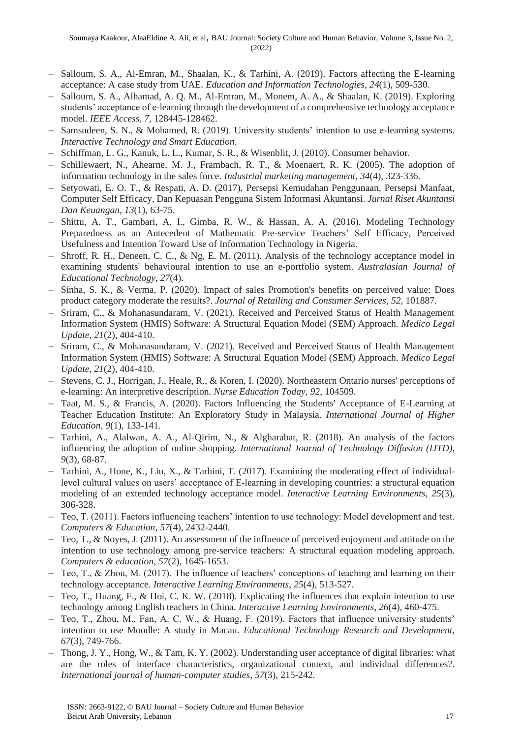- Salloum, S. A., Al-Emran, M., Shaalan, K., & Tarhini, A. (2019). Factors affecting the E-learning acceptance: A case study from UAE. *Education and Information Technologies*, *24*(1), 509-530.
- Salloum, S. A., Alhamad, A. Q. M., Al-Emran, M., Monem, A. A., & Shaalan, K. (2019). Exploring students' acceptance of e-learning through the development of a comprehensive technology acceptance model. *IEEE Access*, *7*, 128445-128462.
- Samsudeen, S. N., & Mohamed, R. (2019). University students' intention to use e-learning systems. *Interactive Technology and Smart Education*.
- Schiffman, L. G., Kanuk, L. L., Kumar, S. R., & Wisenblit, J. (2010). Consumer behavior.
- Schillewaert, N., Ahearne, M. J., Frambach, R. T., & Moenaert, R. K. (2005). The adoption of information technology in the sales force. *Industrial marketing management*, *34*(4), 323-336.
- Setyowati, E. O. T., & Respati, A. D. (2017). Persepsi Kemudahan Penggunaan, Persepsi Manfaat, Computer Self Efficacy, Dan Kepuasan Pengguna Sistem Informasi Akuntansi. *Jurnal Riset Akuntansi Dan Keuangan*, *13*(1), 63-75.
- Shittu, A. T., Gambari, A. I., Gimba, R. W., & Hassan, A. A. (2016). Modeling Technology Preparedness as an Antecedent of Mathematic Pre-service Teachers' Self Efficacy, Perceived Usefulness and Intention Toward Use of Information Technology in Nigeria.
- Shroff, R. H., Deneen, C. C., & Ng, E. M. (2011). Analysis of the technology acceptance model in examining students' behavioural intention to use an e-portfolio system. *Australasian Journal of Educational Technology*, *27*(4).
- Sinha, S. K., & Verma, P. (2020). Impact of sales Promotion's benefits on perceived value: Does product category moderate the results?. *Journal of Retailing and Consumer Services*, *52*, 101887.
- Sriram, C., & Mohanasundaram, V. (2021). Received and Perceived Status of Health Management Information System (HMIS) Software: A Structural Equation Model (SEM) Approach. *Medico Legal Update*, *21*(2), 404-410.
- Sriram, C., & Mohanasundaram, V. (2021). Received and Perceived Status of Health Management Information System (HMIS) Software: A Structural Equation Model (SEM) Approach. *Medico Legal Update*, *21*(2), 404-410.
- Stevens, C. J., Horrigan, J., Heale, R., & Koren, I. (2020). Northeastern Ontario nurses' perceptions of e-learning: An interpretive description. *Nurse Education Today*, *92*, 104509.
- Taat, M. S., & Francis, A. (2020). Factors Influencing the Students' Acceptance of E-Learning at Teacher Education Institute: An Exploratory Study in Malaysia. *International Journal of Higher Education*, *9*(1), 133-141.
- Tarhini, A., Alalwan, A. A., Al-Qirim, N., & Algharabat, R. (2018). An analysis of the factors influencing the adoption of online shopping. *International Journal of Technology Diffusion (IJTD)*, *9*(3), 68-87.
- Tarhini, A., Hone, K., Liu, X., & Tarhini, T. (2017). Examining the moderating effect of individual-level cultural values on users' acceptance of E-learning in developing countries: a structural equation modeling of an extended technology acceptance model. *Interactive Learning Environments*, *25*(3), 306-328.
- Teo, T. (2011). Factors influencing teachers' intention to use technology: Model development and test. *Computers & Education*, *57*(4), 2432-2440.
- Teo, T., & Noyes, J. (2011). An assessment of the influence of perceived enjoyment and attitude on the intention to use technology among pre-service teachers: A structural equation modeling approach. *Computers & education*, *57*(2), 1645-1653.
- Teo, T., & Zhou, M. (2017). The influence of teachers' conceptions of teaching and learning on their technology acceptance. *Interactive Learning Environments*, *25*(4), 513-527.
- Teo, T., Huang, F., & Hoi, C. K. W. (2018). Explicating the influences that explain intention to use technology among English teachers in China. *Interactive Learning Environments*, *26*(4), 460-475.
- Teo, T., Zhou, M., Fan, A. C. W., & Huang, F. (2019). Factors that influence university students' intention to use Moodle: A study in Macau. *Educational Technology Research and Development*, *67*(3), 749-766.
- Thong, J. Y., Hong, W., & Tam, K. Y. (2002). Understanding user acceptance of digital libraries: what are the roles of interface characteristics, organizational context, and individual differences?. *International journal of human-computer studies*, *57*(3), 215-242.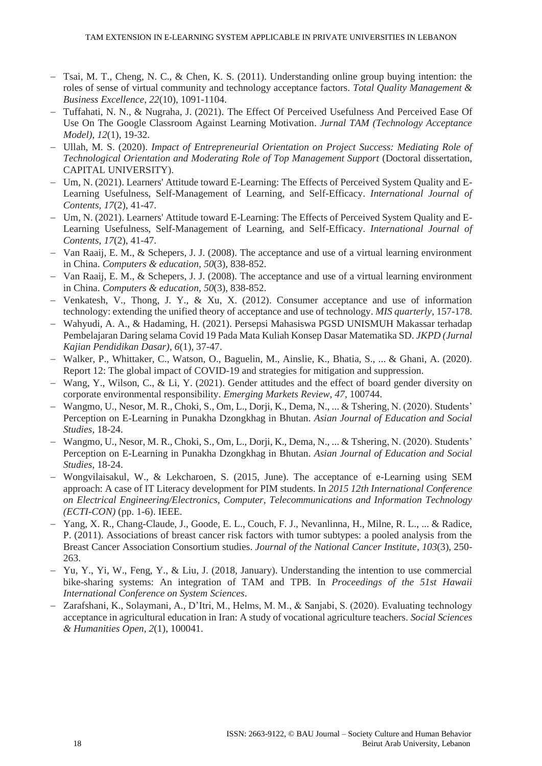- Tsai, M. T., Cheng, N. C., & Chen, K. S. (2011). Understanding online group buying intention: the roles of sense of virtual community and technology acceptance factors. *Total Quality Management & Business Excellence*, *22*(10), 1091-1104.
- Tuffahati, N. N., & Nugraha, J. (2021). The Effect Of Perceived Usefulness And Perceived Ease Of Use On The Google Classroom Against Learning Motivation. *Jurnal TAM (Technology Acceptance Model)*, *12*(1), 19-32.
- Ullah, M. S. (2020). *Impact of Entrepreneurial Orientation on Project Success: Mediating Role of Technological Orientation and Moderating Role of Top Management Support* (Doctoral dissertation, CAPITAL UNIVERSITY).
- Um, N. (2021). Learners' Attitude toward E-Learning: The Effects of Perceived System Quality and E-Learning Usefulness, Self-Management of Learning, and Self-Efficacy. *International Journal of Contents*, *17*(2), 41-47.
- Um, N. (2021). Learners' Attitude toward E-Learning: The Effects of Perceived System Quality and E-Learning Usefulness, Self-Management of Learning, and Self-Efficacy. *International Journal of Contents*, *17*(2), 41-47.
- Van Raaij, E. M., & Schepers, J. J. (2008). The acceptance and use of a virtual learning environment in China. *Computers & education*, *50*(3), 838-852.
- Van Raaij, E. M., & Schepers, J. J. (2008). The acceptance and use of a virtual learning environment in China. *Computers & education*, *50*(3), 838-852.
- Venkatesh, V., Thong, J. Y., & Xu, X. (2012). Consumer acceptance and use of information technology: extending the unified theory of acceptance and use of technology. *MIS quarterly*, 157-178.
- Wahyudi, A. A., & Hadaming, H. (2021). Persepsi Mahasiswa PGSD UNISMUH Makassar terhadap Pembelajaran Daring selama Covid 19 Pada Mata Kuliah Konsep Dasar Matematika SD. *JKPD (Jurnal Kajian Pendidikan Dasar)*, *6*(1), 37-47.
- Walker, P., Whittaker, C., Watson, O., Baguelin, M., Ainslie, K., Bhatia, S., ... & Ghani, A. (2020). Report 12: The global impact of COVID-19 and strategies for mitigation and suppression.
- Wang, Y., Wilson, C., & Li, Y. (2021). Gender attitudes and the effect of board gender diversity on corporate environmental responsibility. *Emerging Markets Review*, *47*, 100744.
- Wangmo, U., Nesor, M. R., Choki, S., Om, L., Dorji, K., Dema, N., ... & Tshering, N. (2020). Students' Perception on E-Learning in Punakha Dzongkhag in Bhutan. *Asian Journal of Education and Social Studies*, 18-24.
- Wangmo, U., Nesor, M. R., Choki, S., Om, L., Dorji, K., Dema, N., ... & Tshering, N. (2020). Students' Perception on E-Learning in Punakha Dzongkhag in Bhutan. *Asian Journal of Education and Social Studies*, 18-24.
- Wongvilaisakul, W., & Lekcharoen, S. (2015, June). The acceptance of e-Learning using SEM approach: A case of IT Literacy development for PIM students. In *2015 12th International Conference on Electrical Engineering/Electronics, Computer, Telecommunications and Information Technology (ECTI-CON)* (pp. 1-6). IEEE.
- Yang, X. R., Chang-Claude, J., Goode, E. L., Couch, F. J., Nevanlinna, H., Milne, R. L., ... & Radice, P. (2011). Associations of breast cancer risk factors with tumor subtypes: a pooled analysis from the Breast Cancer Association Consortium studies. *Journal of the National Cancer Institute*, *103*(3), 250-263.
- Yu, Y., Yi, W., Feng, Y., & Liu, J. (2018, January). Understanding the intention to use commercial bike-sharing systems: An integration of TAM and TPB. In *Proceedings of the 51st Hawaii International Conference on System Sciences*.
- Zarafshani, K., Solaymani, A., D'Itri, M., Helms, M. M., & Sanjabi, S. (2020). Evaluating technology acceptance in agricultural education in Iran: A study of vocational agriculture teachers. *Social Sciences & Humanities Open*, *2*(1), 100041.